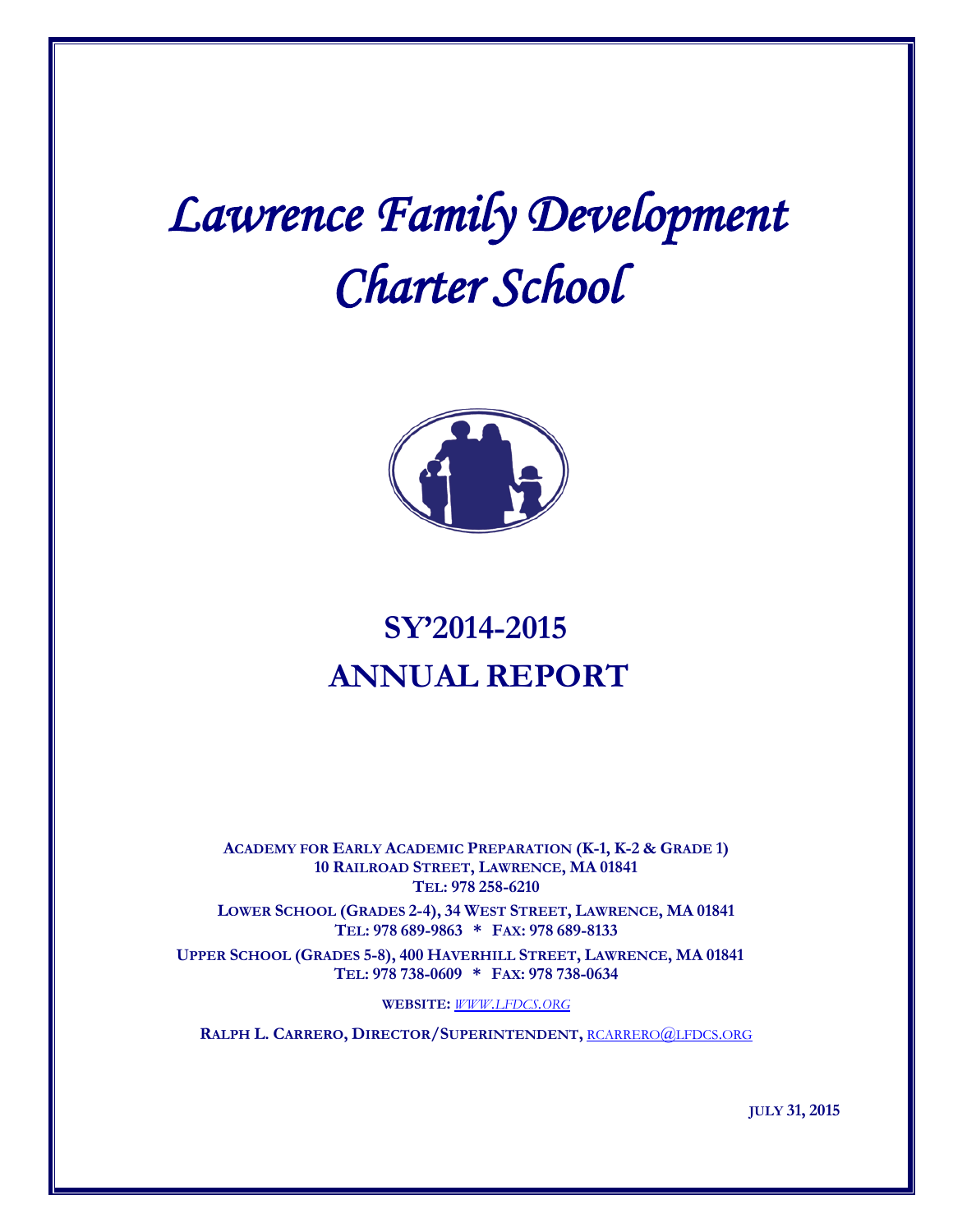# *Lawrence Family Development Charter School*

## SY'2014-2015
## ANNUAL REPORT

**ACADEMY FOR EARLY ACADEMIC PREPARATION (K-1, K-2 & GRADE 1)**
**10 RAILROAD STREET, LAWRENCE, MA 01841**
**TEL: 978 258-6210**

**LOWER SCHOOL (GRADES 2-4), 34 WEST STREET, LAWRENCE, MA 01841**
**TEL: 978 689-9863 * FAX: 978 689-8133**

**UPPER SCHOOL (GRADES 5-8), 400 HAVERHILL STREET, LAWRENCE, MA 01841**
**TEL: 978 738-0609 * FAX: 978 738-0634**

**WEBSITE:** *WWW.LFDCS.ORG*

**RALPH L. CARRERO, DIRECTOR/SUPERINTENDENT,** RCARRERO@LFDCS.ORG

**JULY 31, 2015**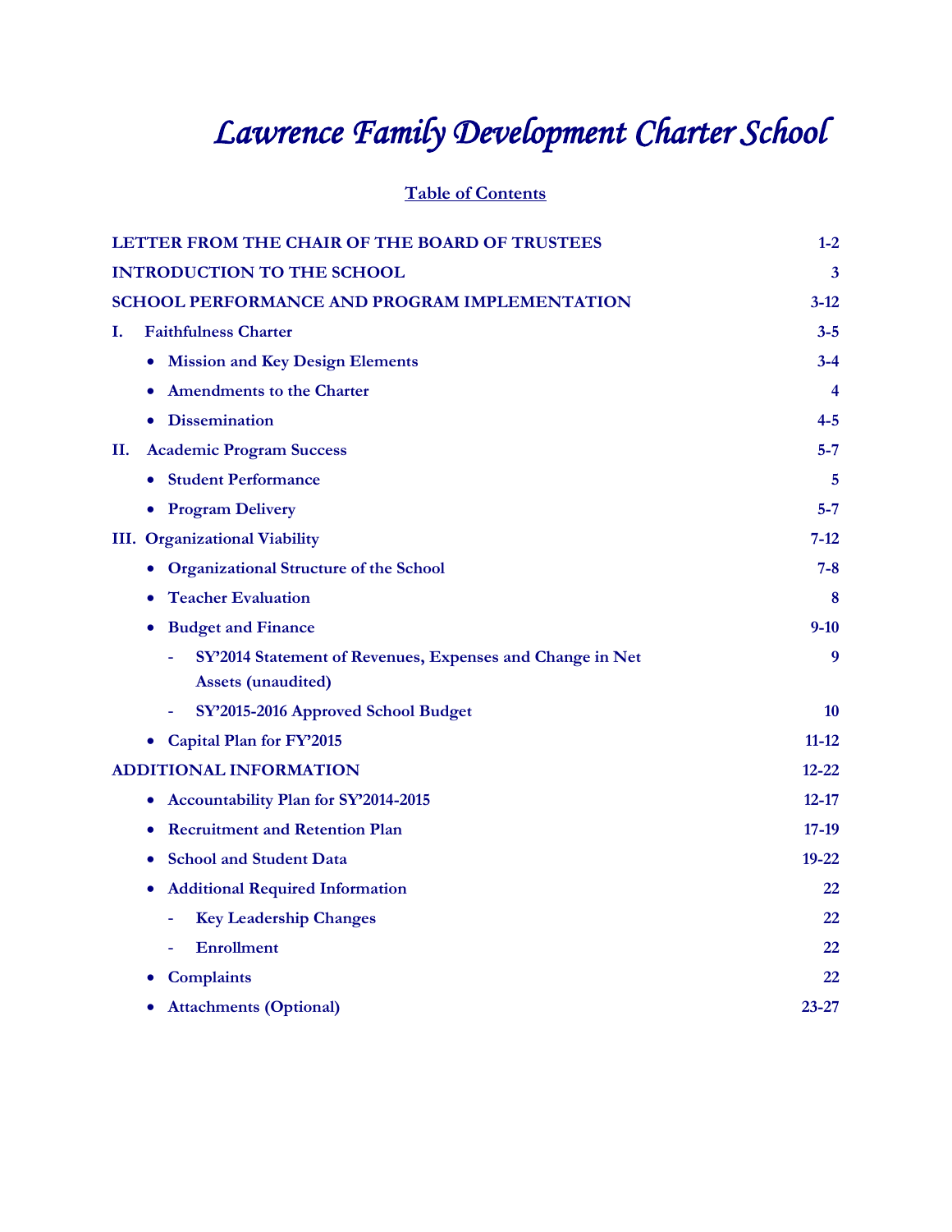# *Lawrence Family Development Charter School*

**Table of Contents**

| | |
|---|---|
| **LETTER FROM THE CHAIR OF THE BOARD OF TRUSTEES** | **1-2** |
| **INTRODUCTION TO THE SCHOOL** | **3** |
| **SCHOOL PERFORMANCE AND PROGRAM IMPLEMENTATION** | **3-12** |
| **I. Faithfulness Charter** | **3-5** |
| • **Mission and Key Design Elements** | **3-4** |
| • **Amendments to the Charter** | **4** |
| • **Dissemination** | **4-5** |
| **II. Academic Program Success** | **5-7** |
| • **Student Performance** | **5** |
| • **Program Delivery** | **5-7** |
| **III. Organizational Viability** | **7-12** |
| • **Organizational Structure of the School** | **7-8** |
| • **Teacher Evaluation** | **8** |
| • **Budget and Finance** | **9-10** |
| - **SY'2014 Statement of Revenues, Expenses and Change in Net Assets (unaudited)** | **9** |
| - **SY'2015-2016 Approved School Budget** | **10** |
| • **Capital Plan for FY'2015** | **11-12** |
| **ADDITIONAL INFORMATION** | **12-22** |
| • **Accountability Plan for SY'2014-2015** | **12-17** |
| • **Recruitment and Retention Plan** | **17-19** |
| • **School and Student Data** | **19-22** |
| • **Additional Required Information** | **22** |
| - **Key Leadership Changes** | **22** |
| - **Enrollment** | **22** |
| • **Complaints** | **22** |
| • **Attachments (Optional)** | **23-27** |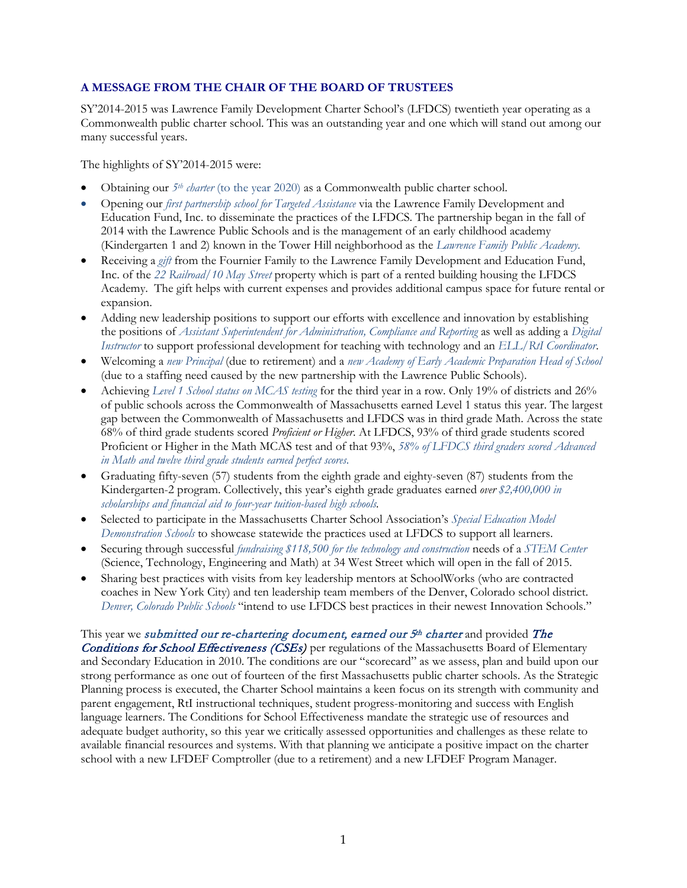### A MESSAGE FROM THE CHAIR OF THE BOARD OF TRUSTEES

SY'2014-2015 was Lawrence Family Development Charter School's (LFDCS) twentieth year operating as a Commonwealth public charter school. This was an outstanding year and one which will stand out among our many successful years.

The highlights of SY'2014-2015 were:

- Obtaining our *5th charter* (to the year 2020) as a Commonwealth public charter school.
- Opening our *first partnership school for Targeted Assistance* via the Lawrence Family Development and Education Fund, Inc. to disseminate the practices of the LFDCS. The partnership began in the fall of 2014 with the Lawrence Public Schools and is the management of an early childhood academy (Kindergarten 1 and 2) known in the Tower Hill neighborhood as the *Lawrence Family Public Academy.*
- Receiving a *gift* from the Fournier Family to the Lawrence Family Development and Education Fund, Inc. of the *22 Railroad/10 May Street* property which is part of a rented building housing the LFDCS Academy. The gift helps with current expenses and provides additional campus space for future rental or expansion.
- Adding new leadership positions to support our efforts with excellence and innovation by establishing the positions of *Assistant Superintendent for Administration, Compliance and Reporting* as well as adding a *Digital Instructor* to support professional development for teaching with technology and an *ELL/RtI Coordinator*.
- Welcoming a *new Principal* (due to retirement) and a *new Academy of Early Academic Preparation Head of School* (due to a staffing need caused by the new partnership with the Lawrence Public Schools).
- Achieving *Level 1 School status on MCAS testing* for the third year in a row. Only 19% of districts and 26% of public schools across the Commonwealth of Massachusetts earned Level 1 status this year. The largest gap between the Commonwealth of Massachusetts and LFDCS was in third grade Math. Across the state 68% of third grade students scored *Proficient or Higher*. At LFDCS, 93% of third grade students scored Proficient or Higher in the Math MCAS test and of that 93%, *58% of LFDCS third graders scored Advanced in Math and twelve third grade students earned perfect scores.*
- Graduating fifty-seven (57) students from the eighth grade and eighty-seven (87) students from the Kindergarten-2 program. Collectively, this year's eighth grade graduates earned ***over** $2,400,000 in scholarships and financial aid to four-year tuition-based high schools.*
- Selected to participate in the Massachusetts Charter School Association's *Special Education Model Demonstration Schools* to showcase statewide the practices used at LFDCS to support all learners.
- Securing through successful *fundraising $118,500 for the technology and construction* needs of a *STEM Center* (Science, Technology, Engineering and Math) at 34 West Street which will open in the fall of 2015.
- Sharing best practices with visits from key leadership mentors at SchoolWorks (who are contracted coaches in New York City) and ten leadership team members of the Denver, Colorado school district. *Denver, Colorado Public Schools* "intend to use LFDCS best practices in their newest Innovation Schools."

This year we ***submitted our re-chartering document, earned our 5th charter*** and provided ***The Conditions for School Effectiveness (CSEs)*** per regulations of the Massachusetts Board of Elementary and Secondary Education in 2010. The conditions are our "scorecard" as we assess, plan and build upon our strong performance as one out of fourteen of the first Massachusetts public charter schools. As the Strategic Planning process is executed, the Charter School maintains a keen focus on its strength with community and parent engagement, RtI instructional techniques, student progress-monitoring and success with English language learners. The Conditions for School Effectiveness mandate the strategic use of resources and adequate budget authority, so this year we critically assessed opportunities and challenges as these relate to available financial resources and systems. With that planning we anticipate a positive impact on the charter school with a new LFDEF Comptroller (due to a retirement) and a new LFDEF Program Manager.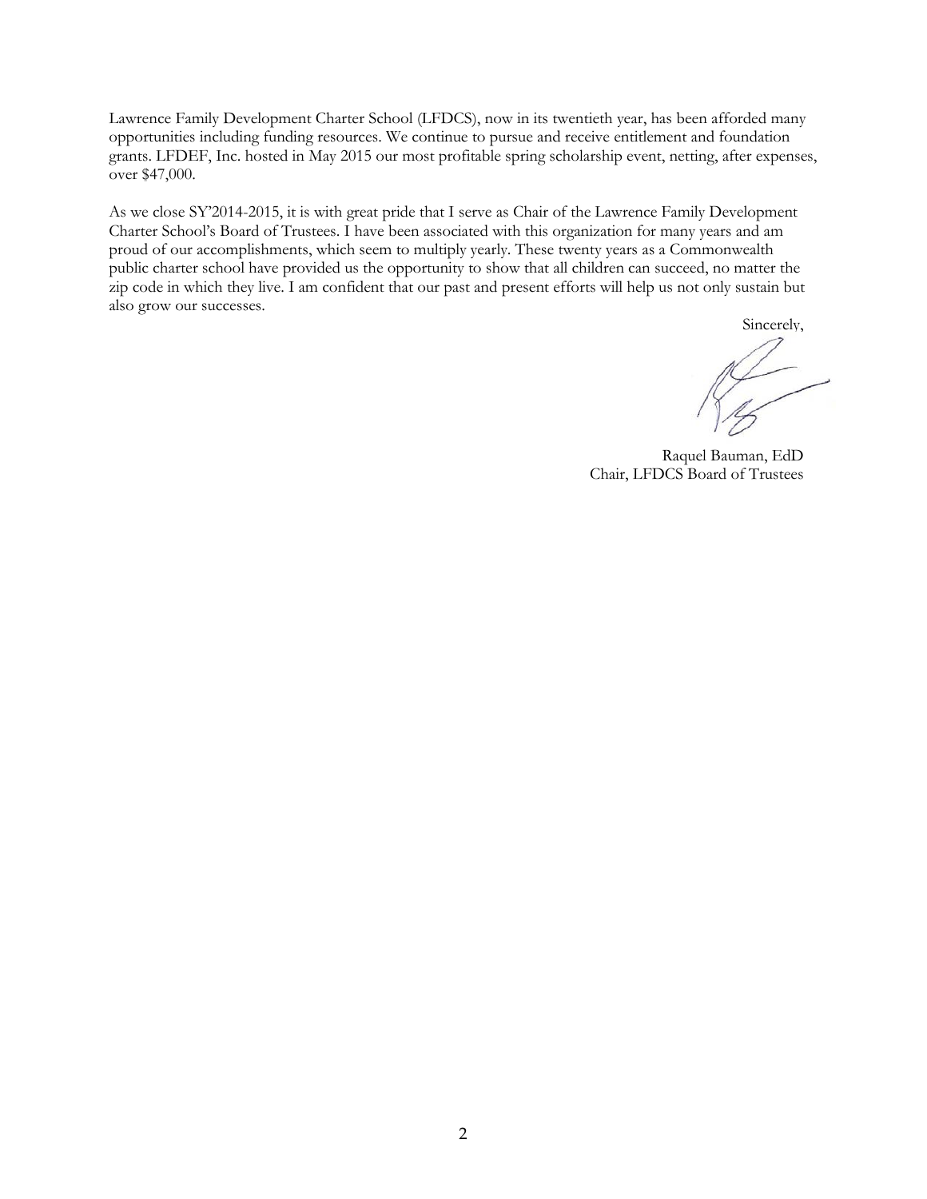Lawrence Family Development Charter School (LFDCS), now in its twentieth year, has been afforded many opportunities including funding resources. We continue to pursue and receive entitlement and foundation grants. LFDEF, Inc. hosted in May 2015 our most profitable spring scholarship event, netting, after expenses, over $47,000.

As we close SY'2014-2015, it is with great pride that I serve as Chair of the Lawrence Family Development Charter School's Board of Trustees. I have been associated with this organization for many years and am proud of our accomplishments, which seem to multiply yearly. These twenty years as a Commonwealth public charter school have provided us the opportunity to show that all children can succeed, no matter the zip code in which they live. I am confident that our past and present efforts will help us not only sustain but also grow our successes.

Sincerely,

Raquel Bauman, EdD
Chair, LFDCS Board of Trustees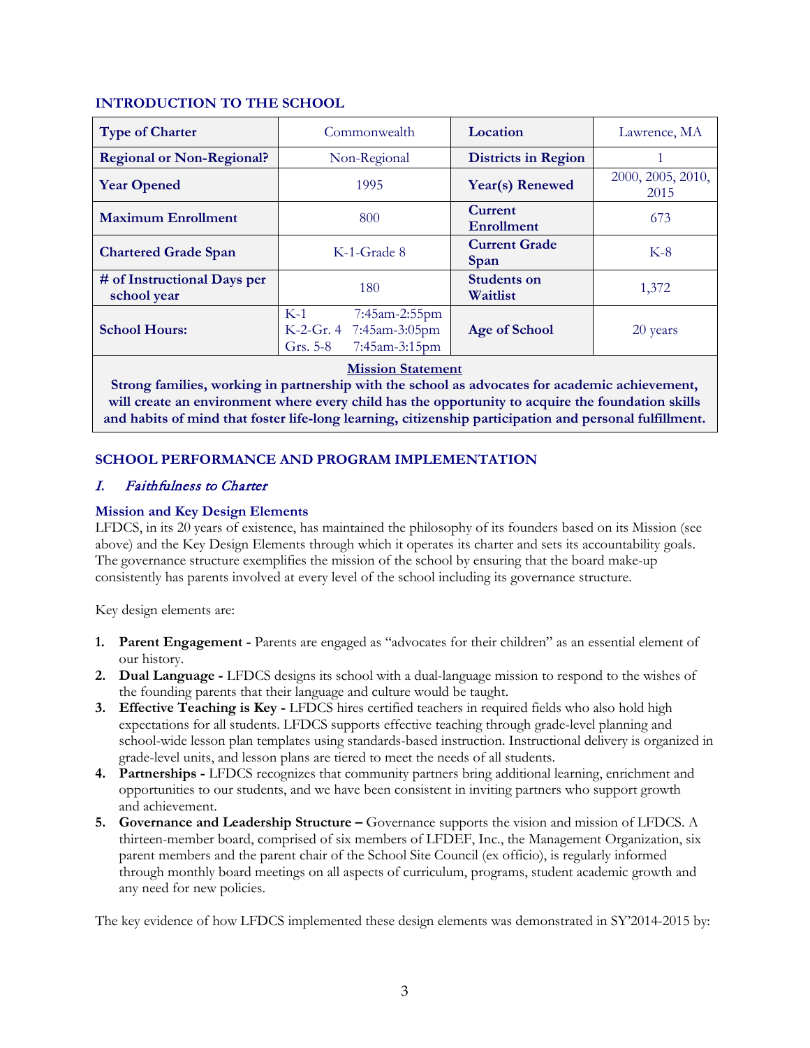## INTRODUCTION TO THE SCHOOL

| **Type of Charter** | Commonwealth | **Location** | Lawrence, MA |
|---|---|---|---|
| **Regional or Non-Regional?** | Non-Regional | **Districts in Region** | 1 |
| **Year Opened** | 1995 | **Year(s) Renewed** | 2000, 2005, 2010, 2015 |
| **Maximum Enrollment** | 800 | **Current Enrollment** | 673 |
| **Chartered Grade Span** | K-1-Grade 8 | **Current Grade Span** | K-8 |
| **# of Instructional Days per school year** | 180 | **Students on Waitlist** | 1,372 |
| **School Hours:** | K-1 7:45am-2:55pm<br>K-2-Gr. 4 7:45am-3:05pm<br>Grs. 5-8 7:45am-3:15pm | **Age of School** | 20 years |

**Mission Statement**

**Strong families, working in partnership with the school as advocates for academic achievement, will create an environment where every child has the opportunity to acquire the foundation skills and habits of mind that foster life-long learning, citizenship participation and personal fulfillment.**

## SCHOOL PERFORMANCE AND PROGRAM IMPLEMENTATION

### *I. Faithfulness to Charter*

#### Mission and Key Design Elements

LFDCS, in its 20 years of existence, has maintained the philosophy of its founders based on its Mission (see above) and the Key Design Elements through which it operates its charter and sets its accountability goals. The governance structure exemplifies the mission of the school by ensuring that the board make-up consistently has parents involved at every level of the school including its governance structure.

Key design elements are:

1. **Parent Engagement -** Parents are engaged as "advocates for their children" as an essential element of our history.
2. **Dual Language -** LFDCS designs its school with a dual-language mission to respond to the wishes of the founding parents that their language and culture would be taught.
3. **Effective Teaching is Key -** LFDCS hires certified teachers in required fields who also hold high expectations for all students. LFDCS supports effective teaching through grade-level planning and school-wide lesson plan templates using standards-based instruction. Instructional delivery is organized in grade-level units, and lesson plans are tiered to meet the needs of all students.
4. **Partnerships -** LFDCS recognizes that community partners bring additional learning, enrichment and opportunities to our students, and we have been consistent in inviting partners who support growth and achievement.
5. **Governance and Leadership Structure –** Governance supports the vision and mission of LFDCS. A thirteen-member board, comprised of six members of LFDEF, Inc., the Management Organization, six parent members and the parent chair of the School Site Council (ex officio), is regularly informed through monthly board meetings on all aspects of curriculum, programs, student academic growth and any need for new policies.

The key evidence of how LFDCS implemented these design elements was demonstrated in SY'2014-2015 by: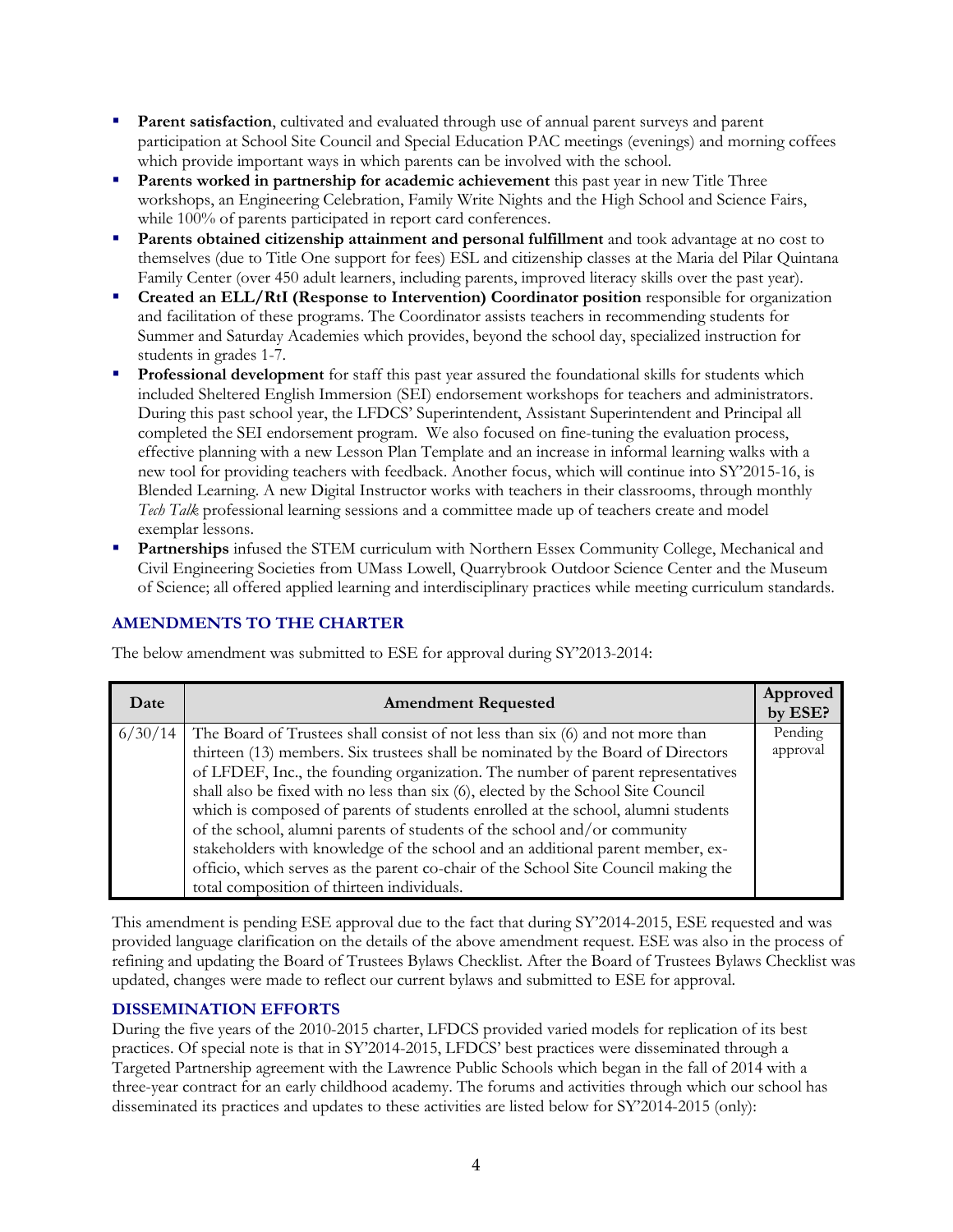- **Parent satisfaction**, cultivated and evaluated through use of annual parent surveys and parent participation at School Site Council and Special Education PAC meetings (evenings) and morning coffees which provide important ways in which parents can be involved with the school.
- **Parents worked in partnership for academic achievement** this past year in new Title Three workshops, an Engineering Celebration, Family Write Nights and the High School and Science Fairs, while 100% of parents participated in report card conferences.
- **Parents obtained citizenship attainment and personal fulfillment** and took advantage at no cost to themselves (due to Title One support for fees) ESL and citizenship classes at the Maria del Pilar Quintana Family Center (over 450 adult learners, including parents, improved literacy skills over the past year).
- **Created an ELL/RtI (Response to Intervention) Coordinator position** responsible for organization and facilitation of these programs. The Coordinator assists teachers in recommending students for Summer and Saturday Academies which provides, beyond the school day, specialized instruction for students in grades 1-7.
- **Professional development** for staff this past year assured the foundational skills for students which included Sheltered English Immersion (SEI) endorsement workshops for teachers and administrators. During this past school year, the LFDCS' Superintendent, Assistant Superintendent and Principal all completed the SEI endorsement program. We also focused on fine-tuning the evaluation process, effective planning with a new Lesson Plan Template and an increase in informal learning walks with a new tool for providing teachers with feedback. Another focus, which will continue into SY'2015-16, is Blended Learning. A new Digital Instructor works with teachers in their classrooms, through monthly *Tech Talk* professional learning sessions and a committee made up of teachers create and model exemplar lessons.
- **Partnerships** infused the STEM curriculum with Northern Essex Community College, Mechanical and Civil Engineering Societies from UMass Lowell, Quarrybrook Outdoor Science Center and the Museum of Science; all offered applied learning and interdisciplinary practices while meeting curriculum standards.

## AMENDMENTS TO THE CHARTER

The below amendment was submitted to ESE for approval during SY'2013-2014:

| Date | Amendment Requested | Approved by ESE? |
|---|---|---|
| 6/30/14 | The Board of Trustees shall consist of not less than six (6) and not more than thirteen (13) members. Six trustees shall be nominated by the Board of Directors of LFDEF, Inc., the founding organization. The number of parent representatives shall also be fixed with no less than six (6), elected by the School Site Council which is composed of parents of students enrolled at the school, alumni students of the school, alumni parents of students of the school and/or community stakeholders with knowledge of the school and an additional parent member, ex-officio, which serves as the parent co-chair of the School Site Council making the total composition of thirteen individuals. | Pending approval |

This amendment is pending ESE approval due to the fact that during SY'2014-2015, ESE requested and was provided language clarification on the details of the above amendment request. ESE was also in the process of refining and updating the Board of Trustees Bylaws Checklist. After the Board of Trustees Bylaws Checklist was updated, changes were made to reflect our current bylaws and submitted to ESE for approval.

## DISSEMINATION EFFORTS

During the five years of the 2010-2015 charter, LFDCS provided varied models for replication of its best practices. Of special note is that in SY'2014-2015, LFDCS' best practices were disseminated through a Targeted Partnership agreement with the Lawrence Public Schools which began in the fall of 2014 with a three-year contract for an early childhood academy. The forums and activities through which our school has disseminated its practices and updates to these activities are listed below for SY'2014-2015 (only):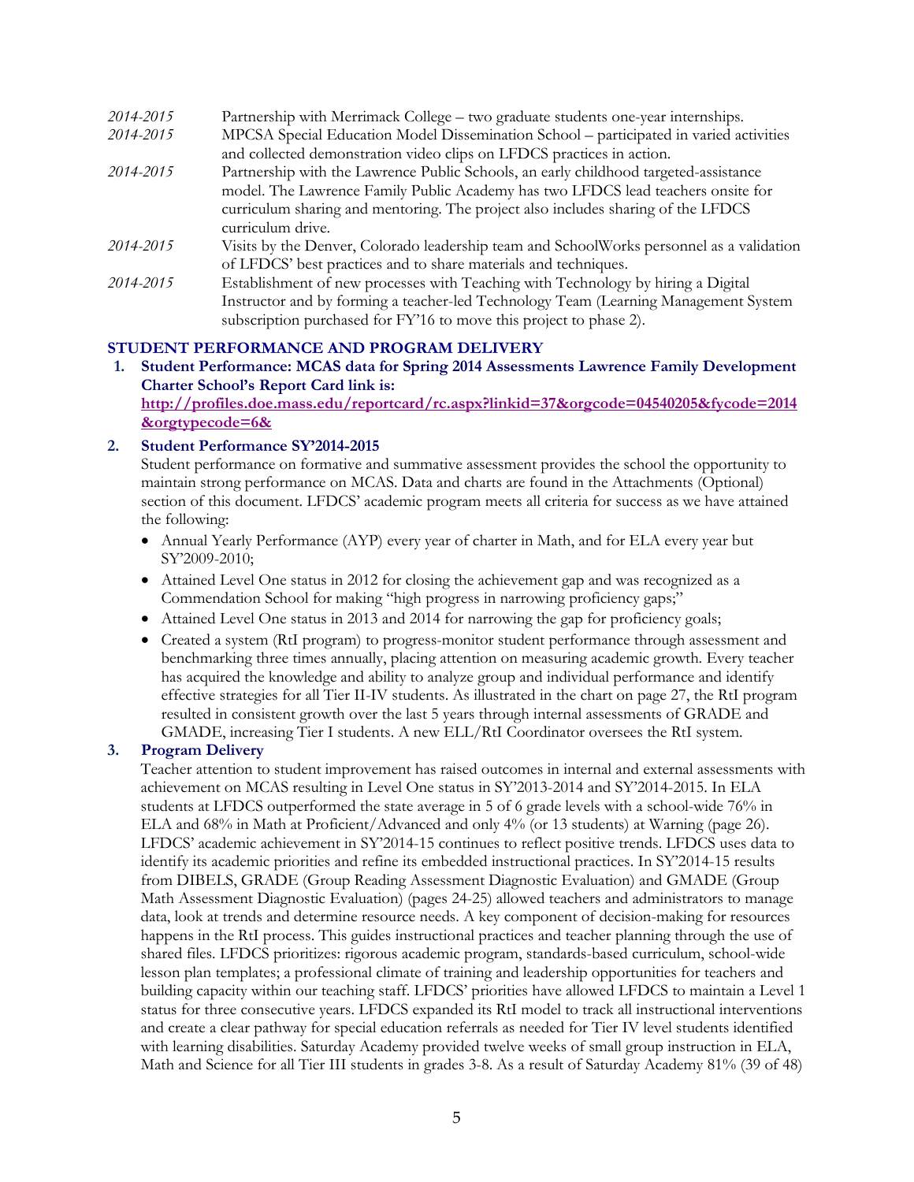*2014-2015* Partnership with Merrimack College – two graduate students one-year internships.

*2014-2015* MPCSA Special Education Model Dissemination School – participated in varied activities and collected demonstration video clips on LFDCS practices in action.

*2014-2015* Partnership with the Lawrence Public Schools, an early childhood targeted-assistance model. The Lawrence Family Public Academy has two LFDCS lead teachers onsite for curriculum sharing and mentoring. The project also includes sharing of the LFDCS curriculum drive.

*2014-2015* Visits by the Denver, Colorado leadership team and SchoolWorks personnel as a validation of LFDCS' best practices and to share materials and techniques.

*2014-2015* Establishment of new processes with Teaching with Technology by hiring a Digital Instructor and by forming a teacher-led Technology Team (Learning Management System subscription purchased for FY'16 to move this project to phase 2).

## STUDENT PERFORMANCE AND PROGRAM DELIVERY

1. **Student Performance: MCAS data for Spring 2014 Assessments Lawrence Family Development Charter School's Report Card link is:** **http://profiles.doe.mass.edu/reportcard/rc.aspx?linkid=37&orgcode=04540205&fycode=2014&orgtypecode=6&**

2. **Student Performance SY'2014-2015**

   Student performance on formative and summative assessment provides the school the opportunity to maintain strong performance on MCAS. Data and charts are found in the Attachments (Optional) section of this document. LFDCS' academic program meets all criteria for success as we have attained the following:

   - Annual Yearly Performance (AYP) every year of charter in Math, and for ELA every year but SY'2009-2010;
   - Attained Level One status in 2012 for closing the achievement gap and was recognized as a Commendation School for making "high progress in narrowing proficiency gaps;"
   - Attained Level One status in 2013 and 2014 for narrowing the gap for proficiency goals;
   - Created a system (RtI program) to progress-monitor student performance through assessment and benchmarking three times annually, placing attention on measuring academic growth. Every teacher has acquired the knowledge and ability to analyze group and individual performance and identify effective strategies for all Tier II-IV students. As illustrated in the chart on page 27, the RtI program resulted in consistent growth over the last 5 years through internal assessments of GRADE and GMADE, increasing Tier I students. A new ELL/RtI Coordinator oversees the RtI system.

3. **Program Delivery**

   Teacher attention to student improvement has raised outcomes in internal and external assessments with achievement on MCAS resulting in Level One status in SY'2013-2014 and SY'2014-2015. In ELA students at LFDCS outperformed the state average in 5 of 6 grade levels with a school-wide 76% in ELA and 68% in Math at Proficient/Advanced and only 4% (or 13 students) at Warning (page 26). LFDCS' academic achievement in SY'2014-15 continues to reflect positive trends. LFDCS uses data to identify its academic priorities and refine its embedded instructional practices. In SY'2014-15 results from DIBELS, GRADE (Group Reading Assessment Diagnostic Evaluation) and GMADE (Group Math Assessment Diagnostic Evaluation) (pages 24-25) allowed teachers and administrators to manage data, look at trends and determine resource needs. A key component of decision-making for resources happens in the RtI process. This guides instructional practices and teacher planning through the use of shared files. LFDCS prioritizes: rigorous academic program, standards-based curriculum, school-wide lesson plan templates; a professional climate of training and leadership opportunities for teachers and building capacity within our teaching staff. LFDCS' priorities have allowed LFDCS to maintain a Level 1 status for three consecutive years. LFDCS expanded its RtI model to track all instructional interventions and create a clear pathway for special education referrals as needed for Tier IV level students identified with learning disabilities. Saturday Academy provided twelve weeks of small group instruction in ELA, Math and Science for all Tier III students in grades 3-8. As a result of Saturday Academy 81% (39 of 48)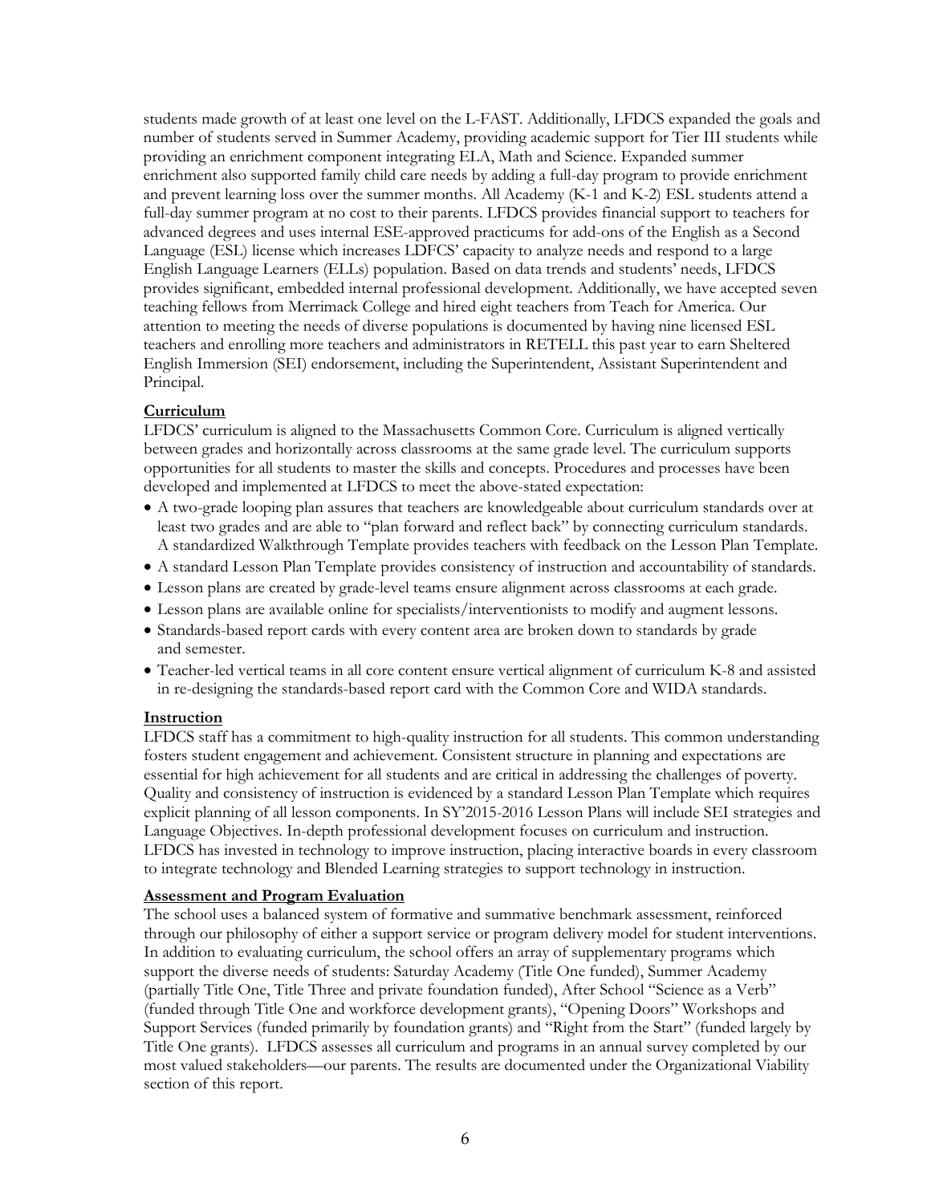students made growth of at least one level on the L-FAST. Additionally, LFDCS expanded the goals and number of students served in Summer Academy, providing academic support for Tier III students while providing an enrichment component integrating ELA, Math and Science. Expanded summer enrichment also supported family child care needs by adding a full-day program to provide enrichment and prevent learning loss over the summer months. All Academy (K-1 and K-2) ESL students attend a full-day summer program at no cost to their parents. LFDCS provides financial support to teachers for advanced degrees and uses internal ESE-approved practicums for add-ons of the English as a Second Language (ESL) license which increases LDFCS' capacity to analyze needs and respond to a large English Language Learners (ELLs) population. Based on data trends and students' needs, LFDCS provides significant, embedded internal professional development. Additionally, we have accepted seven teaching fellows from Merrimack College and hired eight teachers from Teach for America. Our attention to meeting the needs of diverse populations is documented by having nine licensed ESL teachers and enrolling more teachers and administrators in RETELL this past year to earn Sheltered English Immersion (SEI) endorsement, including the Superintendent, Assistant Superintendent and Principal.

**Curriculum**

LFDCS' curriculum is aligned to the Massachusetts Common Core. Curriculum is aligned vertically between grades and horizontally across classrooms at the same grade level. The curriculum supports opportunities for all students to master the skills and concepts. Procedures and processes have been developed and implemented at LFDCS to meet the above-stated expectation:

- A two-grade looping plan assures that teachers are knowledgeable about curriculum standards over at least two grades and are able to "plan forward and reflect back" by connecting curriculum standards. A standardized Walkthrough Template provides teachers with feedback on the Lesson Plan Template.
- A standard Lesson Plan Template provides consistency of instruction and accountability of standards.
- Lesson plans are created by grade-level teams ensure alignment across classrooms at each grade.
- Lesson plans are available online for specialists/interventionists to modify and augment lessons.
- Standards-based report cards with every content area are broken down to standards by grade and semester.
- Teacher-led vertical teams in all core content ensure vertical alignment of curriculum K-8 and assisted in re-designing the standards-based report card with the Common Core and WIDA standards.

**Instruction**

LFDCS staff has a commitment to high-quality instruction for all students. This common understanding fosters student engagement and achievement. Consistent structure in planning and expectations are essential for high achievement for all students and are critical in addressing the challenges of poverty. Quality and consistency of instruction is evidenced by a standard Lesson Plan Template which requires explicit planning of all lesson components. In SY'2015-2016 Lesson Plans will include SEI strategies and Language Objectives. In-depth professional development focuses on curriculum and instruction. LFDCS has invested in technology to improve instruction, placing interactive boards in every classroom to integrate technology and Blended Learning strategies to support technology in instruction.

**Assessment and Program Evaluation**

The school uses a balanced system of formative and summative benchmark assessment, reinforced through our philosophy of either a support service or program delivery model for student interventions. In addition to evaluating curriculum, the school offers an array of supplementary programs which support the diverse needs of students: Saturday Academy (Title One funded), Summer Academy (partially Title One, Title Three and private foundation funded), After School "Science as a Verb" (funded through Title One and workforce development grants), "Opening Doors" Workshops and Support Services (funded primarily by foundation grants) and "Right from the Start" (funded largely by Title One grants). LFDCS assesses all curriculum and programs in an annual survey completed by our most valued stakeholders—our parents. The results are documented under the Organizational Viability section of this report.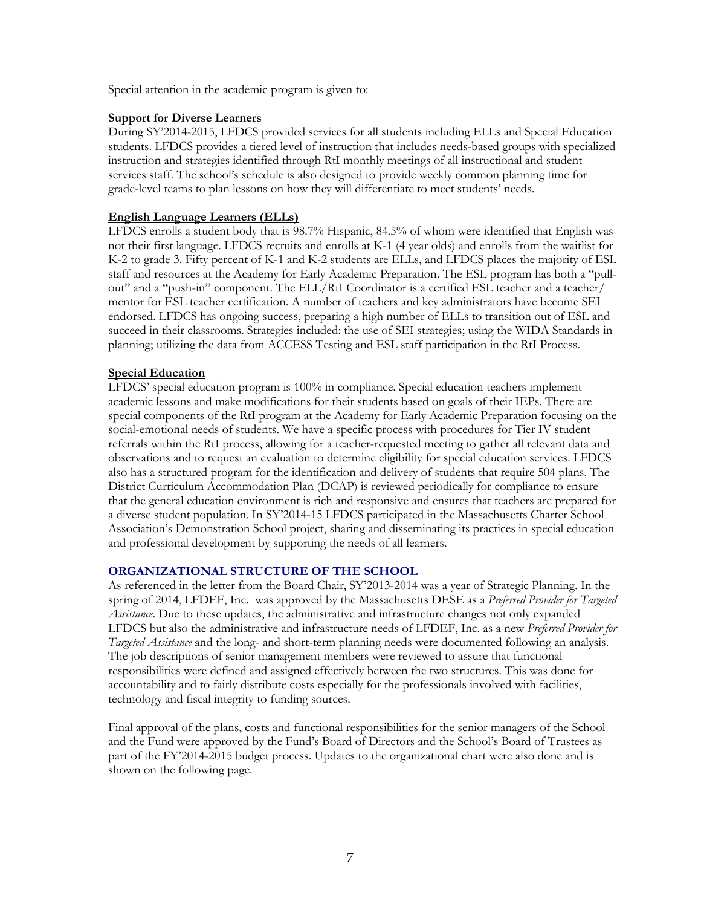Special attention in the academic program is given to:

**Support for Diverse Learners**

During SY'2014-2015, LFDCS provided services for all students including ELLs and Special Education students. LFDCS provides a tiered level of instruction that includes needs-based groups with specialized instruction and strategies identified through RtI monthly meetings of all instructional and student services staff. The school's schedule is also designed to provide weekly common planning time for grade-level teams to plan lessons on how they will differentiate to meet students' needs.

**English Language Learners (ELLs)**

LFDCS enrolls a student body that is 98.7% Hispanic, 84.5% of whom were identified that English was not their first language. LFDCS recruits and enrolls at K-1 (4 year olds) and enrolls from the waitlist for K-2 to grade 3. Fifty percent of K-1 and K-2 students are ELLs, and LFDCS places the majority of ESL staff and resources at the Academy for Early Academic Preparation. The ESL program has both a "pull-out" and a "push-in" component. The ELL/RtI Coordinator is a certified ESL teacher and a teacher/mentor for ESL teacher certification. A number of teachers and key administrators have become SEI endorsed. LFDCS has ongoing success, preparing a high number of ELLs to transition out of ESL and succeed in their classrooms. Strategies included: the use of SEI strategies; using the WIDA Standards in planning; utilizing the data from ACCESS Testing and ESL staff participation in the RtI Process.

**Special Education**

LFDCS' special education program is 100% in compliance. Special education teachers implement academic lessons and make modifications for their students based on goals of their IEPs. There are special components of the RtI program at the Academy for Early Academic Preparation focusing on the social-emotional needs of students. We have a specific process with procedures for Tier IV student referrals within the RtI process, allowing for a teacher-requested meeting to gather all relevant data and observations and to request an evaluation to determine eligibility for special education services. LFDCS also has a structured program for the identification and delivery of students that require 504 plans. The District Curriculum Accommodation Plan (DCAP) is reviewed periodically for compliance to ensure that the general education environment is rich and responsive and ensures that teachers are prepared for a diverse student population. In SY'2014-15 LFDCS participated in the Massachusetts Charter School Association's Demonstration School project, sharing and disseminating its practices in special education and professional development by supporting the needs of all learners.

## ORGANIZATIONAL STRUCTURE OF THE SCHOOL

As referenced in the letter from the Board Chair, SY'2013-2014 was a year of Strategic Planning. In the spring of 2014, LFDEF, Inc. was approved by the Massachusetts DESE as a *Preferred Provider for Targeted Assistance*. Due to these updates, the administrative and infrastructure changes not only expanded LFDCS but also the administrative and infrastructure needs of LFDEF, Inc. as a new *Preferred Provider for Targeted Assistance* and the long- and short-term planning needs were documented following an analysis. The job descriptions of senior management members were reviewed to assure that functional responsibilities were defined and assigned effectively between the two structures. This was done for accountability and to fairly distribute costs especially for the professionals involved with facilities, technology and fiscal integrity to funding sources.

Final approval of the plans, costs and functional responsibilities for the senior managers of the School and the Fund were approved by the Fund's Board of Directors and the School's Board of Trustees as part of the FY'2014-2015 budget process. Updates to the organizational chart were also done and is shown on the following page.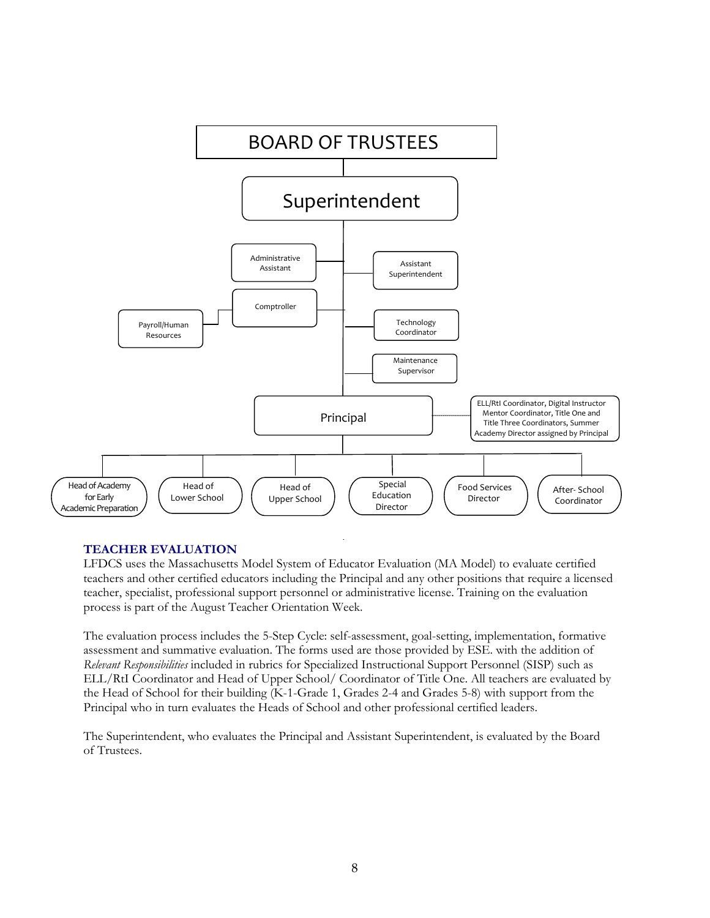BOARD OF TRUSTEES

Superintendent

Administrative Assistant

Assistant Superintendent

Comptroller

Payroll/Human Resources

Technology Coordinator

Maintenance Supervisor

Principal

ELL/RtI Coordinator, Digital Instructor Mentor Coordinator, Title One and Title Three Coordinators, Summer Academy Director assigned by Principal

Head of Academy for Early Academic Preparation

Head of Lower School

Head of Upper School

Special Education Director

Food Services Director

After- School Coordinator

## TEACHER EVALUATION

LFDCS uses the Massachusetts Model System of Educator Evaluation (MA Model) to evaluate certified teachers and other certified educators including the Principal and any other positions that require a licensed teacher, specialist, professional support personnel or administrative license. Training on the evaluation process is part of the August Teacher Orientation Week.

The evaluation process includes the 5-Step Cycle: self-assessment, goal-setting, implementation, formative assessment and summative evaluation. The forms used are those provided by ESE. with the addition of *Relevant Responsibilities* included in rubrics for Specialized Instructional Support Personnel (SISP) such as ELL/RtI Coordinator and Head of Upper School/ Coordinator of Title One. All teachers are evaluated by the Head of School for their building (K-1-Grade 1, Grades 2-4 and Grades 5-8) with support from the Principal who in turn evaluates the Heads of School and other professional certified leaders.

The Superintendent, who evaluates the Principal and Assistant Superintendent, is evaluated by the Board of Trustees.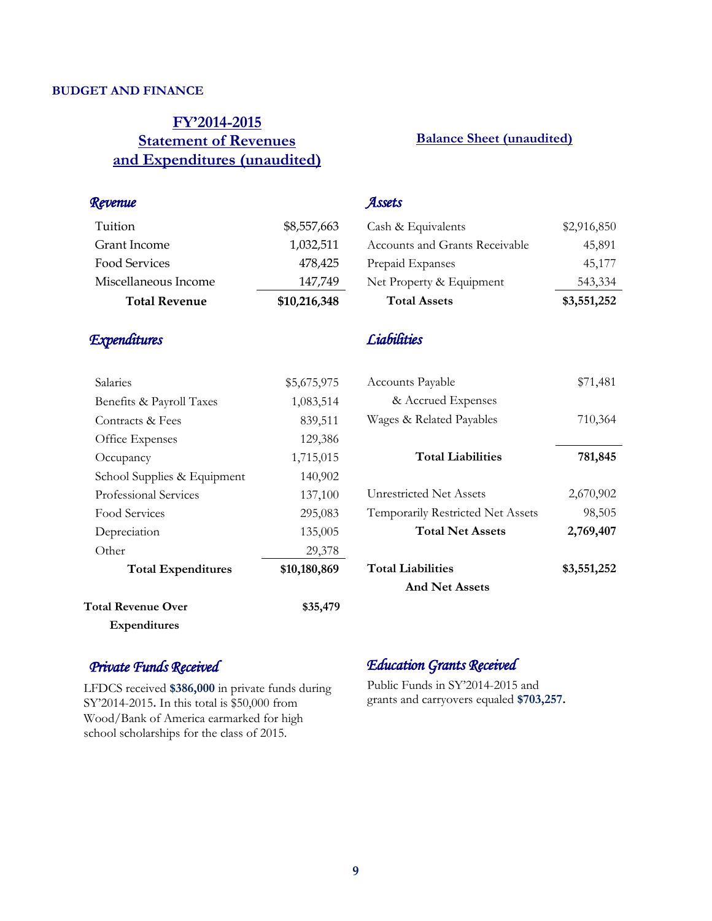## BUDGET AND FINANCE

### FY'2014-2015 Statement of Revenues and Expenditures (unaudited)

*Revenue*

| | |
|---|---|
| Tuition | $8,557,663 |
| Grant Income | 1,032,511 |
| Food Services | 478,425 |
| Miscellaneous Income | 147,749 |
| **Total Revenue** | **$10,216,348** |

*Expenditures*

| | |
|---|---|
| Salaries | $5,675,975 |
| Benefits & Payroll Taxes | 1,083,514 |
| Contracts & Fees | 839,511 |
| Office Expenses | 129,386 |
| Occupancy | 1,715,015 |
| School Supplies & Equipment | 140,902 |
| Professional Services | 137,100 |
| Food Services | 295,083 |
| Depreciation | 135,005 |
| Other | 29,378 |
| **Total Expenditures** | **$10,180,869** |
| **Total Revenue Over Expenditures** | **$35,479** |

### Balance Sheet (unaudited)

*Assets*

| | |
|---|---|
| Cash & Equivalents | $2,916,850 |
| Accounts and Grants Receivable | 45,891 |
| Prepaid Expanses | 45,177 |
| Net Property & Equipment | 543,334 |
| **Total Assets** | **$3,551,252** |

*Liabilities*

| | |
|---|---|
| Accounts Payable & Accrued Expenses | $71,481 |
| Wages & Related Payables | 710,364 |
| **Total Liabilities** | **781,845** |
| Unrestricted Net Assets | 2,670,902 |
| Temporarily Restricted Net Assets | 98,505 |
| **Total Net Assets** | **2,769,407** |
| **Total Liabilities And Net Assets** | **$3,551,252** |

*Private Funds Received*

LFDCS received **$386,000** in private funds during SY'2014-2015. In this total is $50,000 from Wood/Bank of America earmarked for high school scholarships for the class of 2015.

*Education Grants Received*

Public Funds in SY'2014-2015 and grants and carryovers equaled **$703,257.**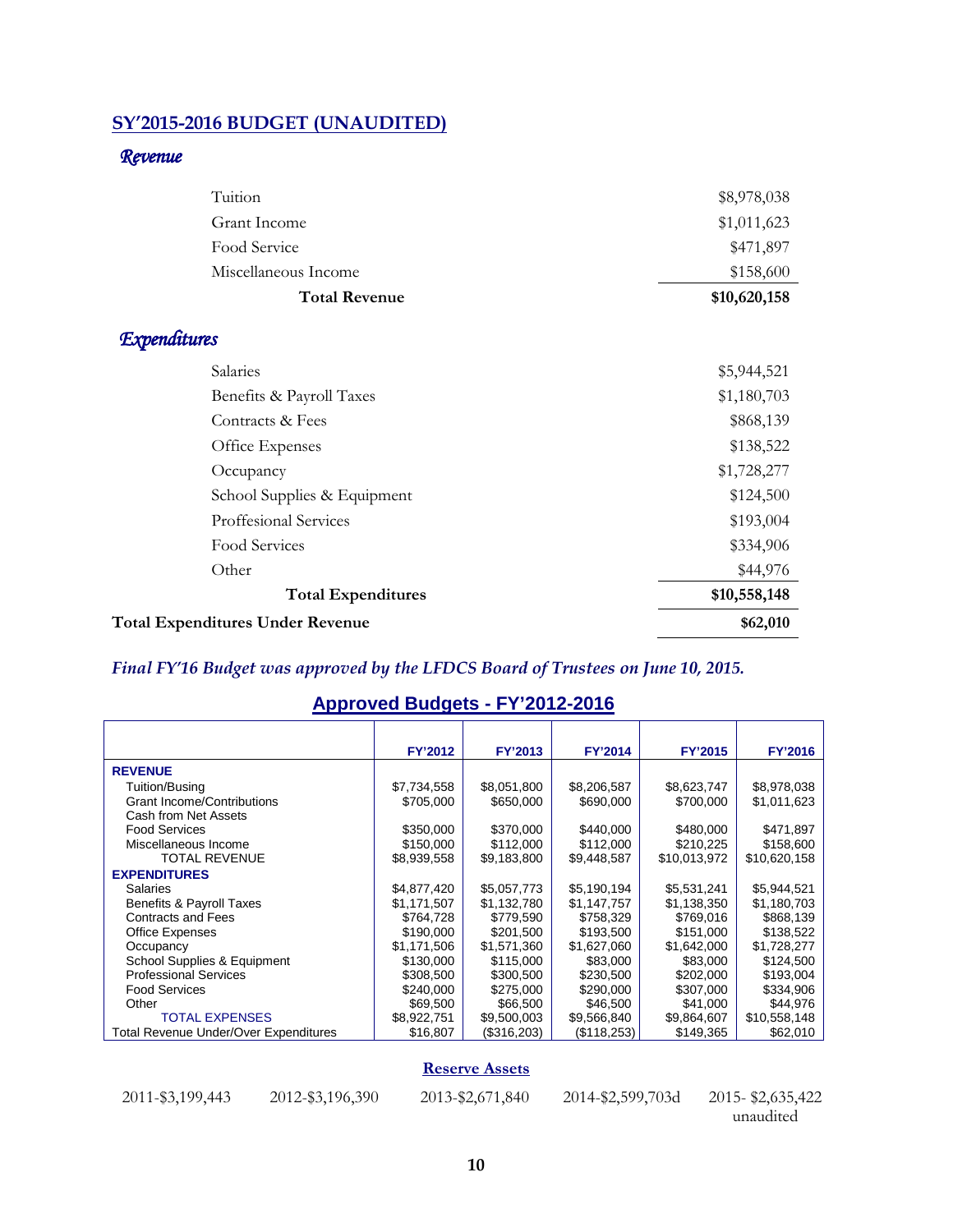## SY'2015-2016 BUDGET (UNAUDITED)

### *Revenue*

| | |
|---|---:|
| Tuition | $8,978,038 |
| Grant Income | $1,011,623 |
| Food Service | $471,897 |
| Miscellaneous Income | $158,600 |
| **Total Revenue** | **$10,620,158** |

### *Expenditures*

| | |
|---|---:|
| Salaries | $5,944,521 |
| Benefits & Payroll Taxes | $1,180,703 |
| Contracts & Fees | $868,139 |
| Office Expenses | $138,522 |
| Occupancy | $1,728,277 |
| School Supplies & Equipment | $124,500 |
| Proffesional Services | $193,004 |
| Food Services | $334,906 |
| Other | $44,976 |
| **Total Expenditures** | **$10,558,148** |
| **Total Expenditures Under Revenue** | **$62,010** |

***Final FY'16 Budget was approved by the LFDCS Board of Trustees on June 10, 2015.***

## Approved Budgets - FY'2012-2016

| | FY'2012 | FY'2013 | FY'2014 | FY'2015 | FY'2016 |
|---|---:|---:|---:|---:|---:|
| **REVENUE** | | | | | |
| Tuition/Busing | $7,734,558 | $8,051,800 | $8,206,587 | $8,623,747 | $8,978,038 |
| Grant Income/Contributions | $705,000 | $650,000 | $690,000 | $700,000 | $1,011,623 |
| Cash from Net Assets | | | | | |
| Food Services | $350,000 | $370,000 | $440,000 | $480,000 | $471,897 |
| Miscellaneous Income | $150,000 | $112,000 | $112,000 | $210,225 | $158,600 |
| TOTAL REVENUE | $8,939,558 | $9,183,800 | $9,448,587 | $10,013,972 | $10,620,158 |
| **EXPENDITURES** | | | | | |
| Salaries | $4,877,420 | $5,057,773 | $5,190,194 | $5,531,241 | $5,944,521 |
| Benefits & Payroll Taxes | $1,171,507 | $1,132,780 | $1,147,757 | $1,138,350 | $1,180,703 |
| Contracts and Fees | $764,728 | $779,590 | $758,329 | $769,016 | $868,139 |
| Office Expenses | $190,000 | $201,500 | $193,500 | $151,000 | $138,522 |
| Occupancy | $1,171,506 | $1,571,360 | $1,627,060 | $1,642,000 | $1,728,277 |
| School Supplies & Equipment | $130,000 | $115,000 | $83,000 | $83,000 | $124,500 |
| Professional Services | $308,500 | $300,500 | $230,500 | $202,000 | $193,004 |
| Food Services | $240,000 | $275,000 | $290,000 | $307,000 | $334,906 |
| Other | $69,500 | $66,500 | $46,500 | $41,000 | $44,976 |
| TOTAL EXPENSES | $8,922,751 | $9,500,003 | $9,566,840 | $9,864,607 | $10,558,148 |
| Total Revenue Under/Over Expenditures | $16,807 | ($316,203) | ($118,253) | $149,365 | $62,010 |

### Reserve Assets

2011-$3,199,443 2012-$3,196,390 2013-$2,671,840 2014-$2,599,703d 2015- $2,635,422 unaudited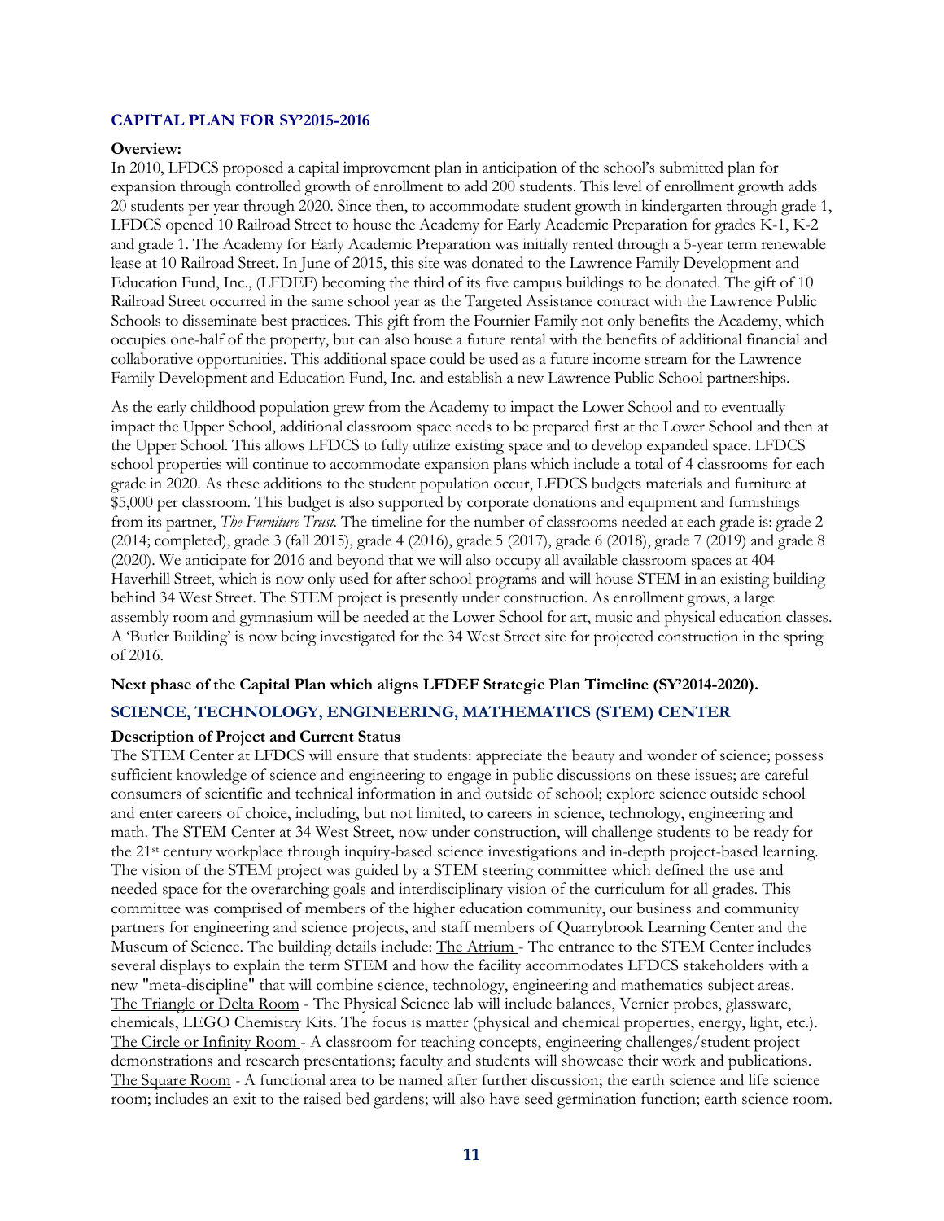## CAPITAL PLAN FOR SY'2015-2016

**Overview:**

In 2010, LFDCS proposed a capital improvement plan in anticipation of the school's submitted plan for expansion through controlled growth of enrollment to add 200 students. This level of enrollment growth adds 20 students per year through 2020. Since then, to accommodate student growth in kindergarten through grade 1, LFDCS opened 10 Railroad Street to house the Academy for Early Academic Preparation for grades K-1, K-2 and grade 1. The Academy for Early Academic Preparation was initially rented through a 5-year term renewable lease at 10 Railroad Street. In June of 2015, this site was donated to the Lawrence Family Development and Education Fund, Inc., (LFDEF) becoming the third of its five campus buildings to be donated. The gift of 10 Railroad Street occurred in the same school year as the Targeted Assistance contract with the Lawrence Public Schools to disseminate best practices. This gift from the Fournier Family not only benefits the Academy, which occupies one-half of the property, but can also house a future rental with the benefits of additional financial and collaborative opportunities. This additional space could be used as a future income stream for the Lawrence Family Development and Education Fund, Inc. and establish a new Lawrence Public School partnerships.

As the early childhood population grew from the Academy to impact the Lower School and to eventually impact the Upper School, additional classroom space needs to be prepared first at the Lower School and then at the Upper School. This allows LFDCS to fully utilize existing space and to develop expanded space. LFDCS school properties will continue to accommodate expansion plans which include a total of 4 classrooms for each grade in 2020. As these additions to the student population occur, LFDCS budgets materials and furniture at $5,000 per classroom. This budget is also supported by corporate donations and equipment and furnishings from its partner, *The Furniture Trust*. The timeline for the number of classrooms needed at each grade is: grade 2 (2014; completed), grade 3 (fall 2015), grade 4 (2016), grade 5 (2017), grade 6 (2018), grade 7 (2019) and grade 8 (2020). We anticipate for 2016 and beyond that we will also occupy all available classroom spaces at 404 Haverhill Street, which is now only used for after school programs and will house STEM in an existing building behind 34 West Street. The STEM project is presently under construction. As enrollment grows, a large assembly room and gymnasium will be needed at the Lower School for art, music and physical education classes. A 'Butler Building' is now being investigated for the 34 West Street site for projected construction in the spring of 2016.

**Next phase of the Capital Plan which aligns LFDEF Strategic Plan Timeline (SY'2014-2020).**

## SCIENCE, TECHNOLOGY, ENGINEERING, MATHEMATICS (STEM) CENTER

**Description of Project and Current Status**

The STEM Center at LFDCS will ensure that students: appreciate the beauty and wonder of science; possess sufficient knowledge of science and engineering to engage in public discussions on these issues; are careful consumers of scientific and technical information in and outside of school; explore science outside school and enter careers of choice, including, but not limited, to careers in science, technology, engineering and math. The STEM Center at 34 West Street, now under construction, will challenge students to be ready for the 21st century workplace through inquiry-based science investigations and in-depth project-based learning. The vision of the STEM project was guided by a STEM steering committee which defined the use and needed space for the overarching goals and interdisciplinary vision of the curriculum for all grades. This committee was comprised of members of the higher education community, our business and community partners for engineering and science projects, and staff members of Quarrybrook Learning Center and the Museum of Science. The building details include: The Atrium - The entrance to the STEM Center includes several displays to explain the term STEM and how the facility accommodates LFDCS stakeholders with a new "meta-discipline" that will combine science, technology, engineering and mathematics subject areas. The Triangle or Delta Room - The Physical Science lab will include balances, Vernier probes, glassware, chemicals, LEGO Chemistry Kits. The focus is matter (physical and chemical properties, energy, light, etc.). The Circle or Infinity Room - A classroom for teaching concepts, engineering challenges/student project demonstrations and research presentations; faculty and students will showcase their work and publications. The Square Room - A functional area to be named after further discussion; the earth science and life science room; includes an exit to the raised bed gardens; will also have seed germination function; earth science room.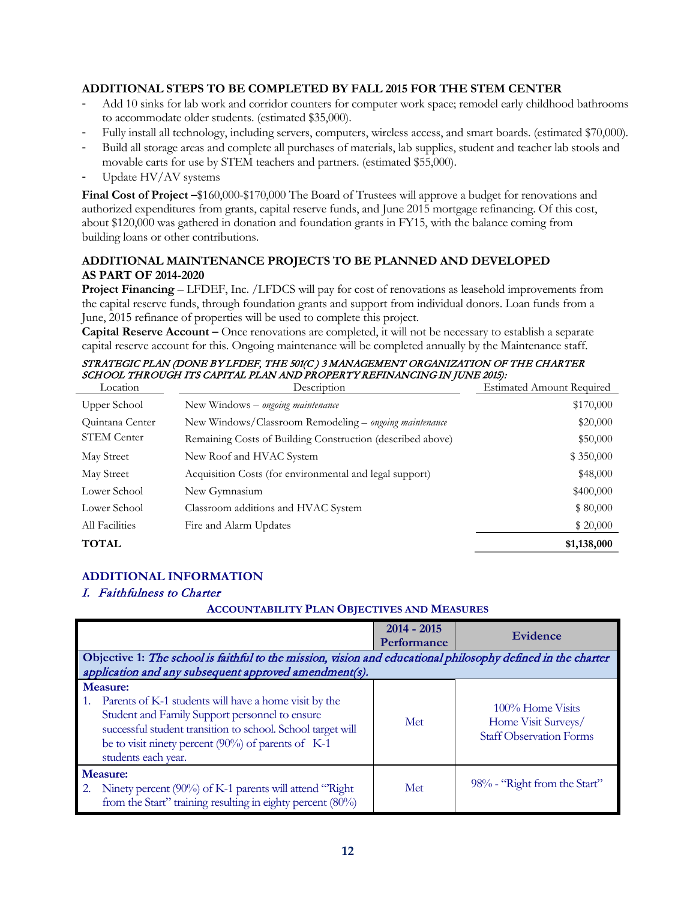### ADDITIONAL STEPS TO BE COMPLETED BY FALL 2015 FOR THE STEM CENTER

- Add 10 sinks for lab work and corridor counters for computer work space; remodel early childhood bathrooms to accommodate older students. (estimated $35,000).
- Fully install all technology, including servers, computers, wireless access, and smart boards. (estimated $70,000).
- Build all storage areas and complete all purchases of materials, lab supplies, student and teacher lab stools and movable carts for use by STEM teachers and partners. (estimated $55,000).
- Update HV/AV systems

**Final Cost of Project –**$160,000-$170,000 The Board of Trustees will approve a budget for renovations and authorized expenditures from grants, capital reserve funds, and June 2015 mortgage refinancing. Of this cost, about $120,000 was gathered in donation and foundation grants in FY15, with the balance coming from building loans or other contributions.

### ADDITIONAL MAINTENANCE PROJECTS TO BE PLANNED AND DEVELOPED AS PART OF 2014-2020

**Project Financing** – LFDEF, Inc. /LFDCS will pay for cost of renovations as leasehold improvements from the capital reserve funds, through foundation grants and support from individual donors. Loan funds from a June, 2015 refinance of properties will be used to complete this project.

**Capital Reserve Account –** Once renovations are completed, it will not be necessary to establish a separate capital reserve account for this. Ongoing maintenance will be completed annually by the Maintenance staff.

***STRATEGIC PLAN (DONE BY LFDEF, THE 501(C ) 3 MANAGEMENT ORGANIZATION OF THE CHARTER SCHOOL THROUGH ITS CAPITAL PLAN AND PROPERTY REFINANCING IN JUNE 2015):***

| Location | Description | Estimated Amount Required |
|---|---|---|
| Upper School | New Windows – *ongoing maintenance* | $170,000 |
| Quintana Center | New Windows/Classroom Remodeling – *ongoing maintenance* | $20,000 |
| STEM Center | Remaining Costs of Building Construction (described above) | $50,000 |
| May Street | New Roof and HVAC System | $ 350,000 |
| May Street | Acquisition Costs (for environmental and legal support) | $48,000 |
| Lower School | New Gymnasium | $400,000 |
| Lower School | Classroom additions and HVAC System | $ 80,000 |
| All Facilities | Fire and Alarm Updates | $ 20,000 |
| **TOTAL** | | **$1,138,000** |

## ADDITIONAL INFORMATION

### *I. Faithfulness to Charter*

**ACCOUNTABILITY PLAN OBJECTIVES AND MEASURES**

| | 2014 - 2015 Performance | Evidence |
|---|---|---|
| **Objective 1:** *The school is faithful to the mission, vision and educational philosophy defined in the charter application and any subsequent approved amendment(s).* | | |
| **Measure:** 1. Parents of K-1 students will have a home visit by the Student and Family Support personnel to ensure successful student transition to school. School target will be to visit ninety percent (90%) of parents of K-1 students each year. | Met | 100% Home Visits Home Visit Surveys/ Staff Observation Forms |
| **Measure:** 2. Ninety percent (90%) of K-1 parents will attend "Right from the Start" training resulting in eighty percent (80%) | Met | 98% - "Right from the Start" |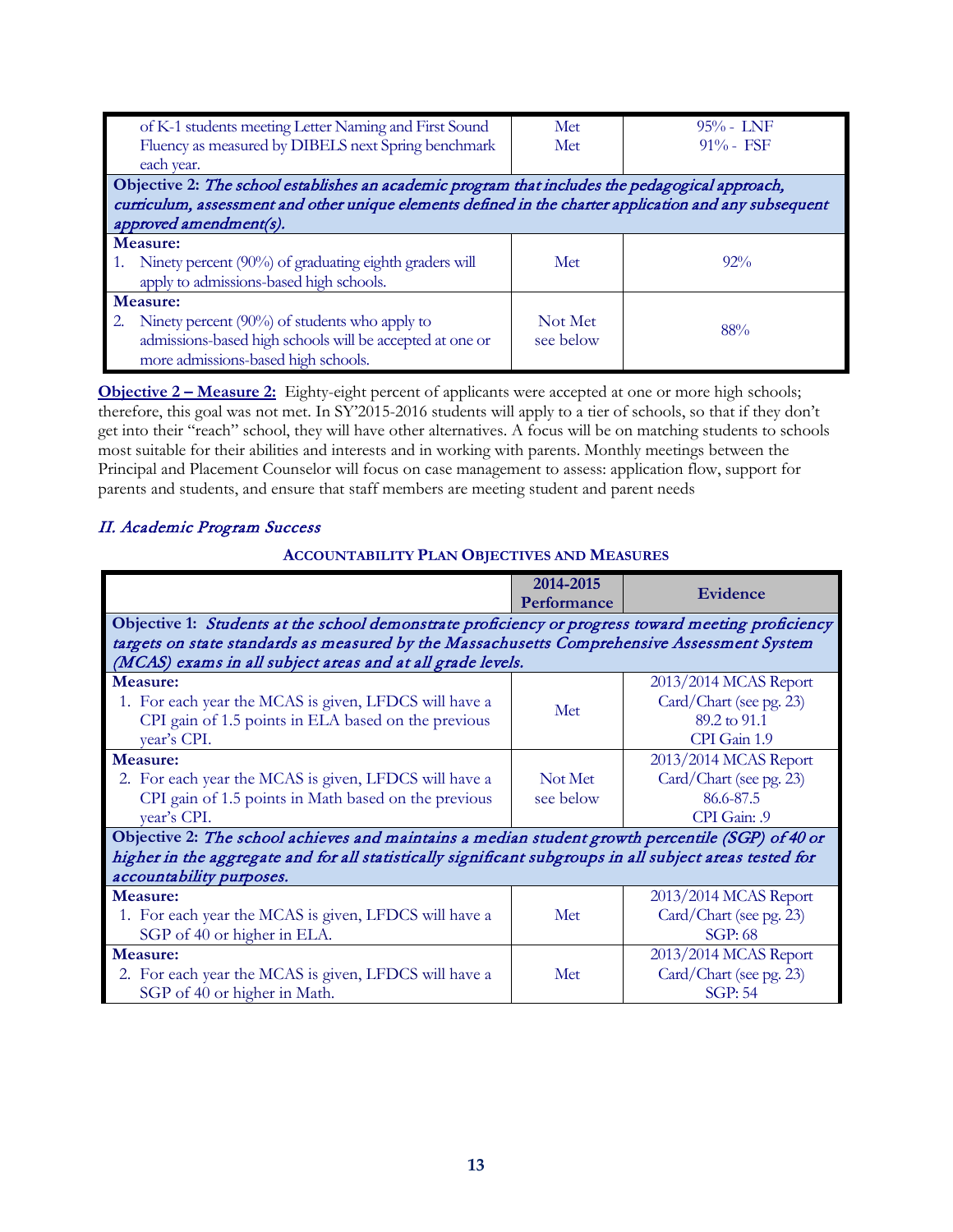| | | |
|---|---|---|
| of K-1 students meeting Letter Naming and First Sound Fluency as measured by DIBELS next Spring benchmark each year. | Met<br>Met | 95% - LNF<br>91% - FSF |
| **Objective 2:** ***The school establishes an academic program that includes the pedagogical approach, curriculum, assessment and other unique elements defined in the charter application and any subsequent approved amendment(s).*** | | |
| **Measure:**<br>1. Ninety percent (90%) of graduating eighth graders will apply to admissions-based high schools. | Met | 92% |
| **Measure:**<br>2. Ninety percent (90%) of students who apply to admissions-based high schools will be accepted at one or more admissions-based high schools. | Not Met<br>see below | 88% |

**Objective 2 – Measure 2:** Eighty-eight percent of applicants were accepted at one or more high schools; therefore, this goal was not met. In SY'2015-2016 students will apply to a tier of schools, so that if they don't get into their "reach" school, they will have other alternatives. A focus will be on matching students to schools most suitable for their abilities and interests and in working with parents. Monthly meetings between the Principal and Placement Counselor will focus on case management to assess: application flow, support for parents and students, and ensure that staff members are meeting student and parent needs

## *II. Academic Program Success*

### ACCOUNTABILITY PLAN OBJECTIVES AND MEASURES

| | 2014-2015 Performance | Evidence |
|---|---|---|
| **Objective 1:** ***Students at the school demonstrate proficiency or progress toward meeting proficiency targets on state standards as measured by the Massachusetts Comprehensive Assessment System (MCAS) exams in all subject areas and at all grade levels.*** | | |
| **Measure:**<br>1. For each year the MCAS is given, LFDCS will have a CPI gain of 1.5 points in ELA based on the previous year's CPI. | Met | 2013/2014 MCAS Report Card/Chart (see pg. 23)<br>89.2 to 91.1<br>CPI Gain 1.9 |
| **Measure:**<br>2. For each year the MCAS is given, LFDCS will have a CPI gain of 1.5 points in Math based on the previous year's CPI. | Not Met<br>see below | 2013/2014 MCAS Report Card/Chart (see pg. 23)<br>86.6-87.5<br>CPI Gain: .9 |
| **Objective 2:** ***The school achieves and maintains a median student growth percentile (SGP) of 40 or higher in the aggregate and for all statistically significant subgroups in all subject areas tested for accountability purposes.*** | | |
| **Measure:**<br>1. For each year the MCAS is given, LFDCS will have a SGP of 40 or higher in ELA. | Met | 2013/2014 MCAS Report Card/Chart (see pg. 23)<br>SGP: 68 |
| **Measure:**<br>2. For each year the MCAS is given, LFDCS will have a SGP of 40 or higher in Math. | Met | 2013/2014 MCAS Report Card/Chart (see pg. 23)<br>SGP: 54 |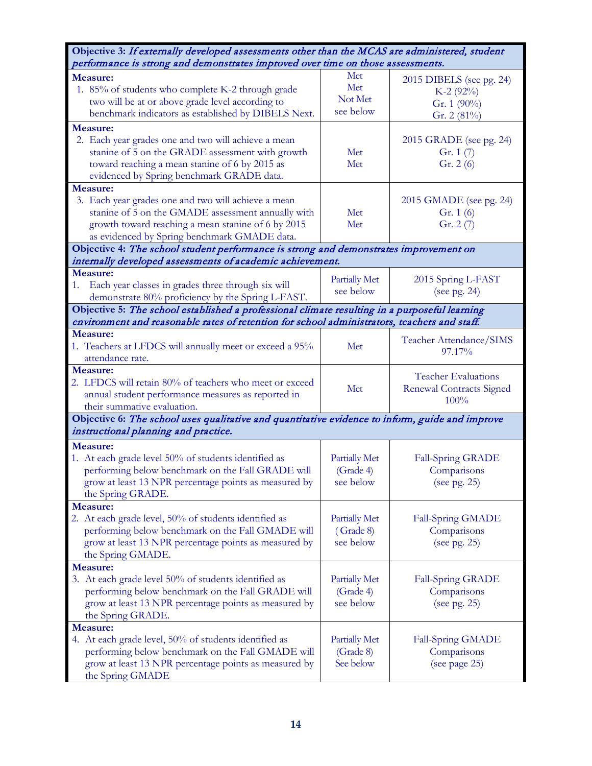| | | |
|---|---|---|
| **Objective 3:** *If externally developed assessments other than the MCAS are administered, student performance is strong and demonstrates improved over time on those assessments.* | | |
| **Measure:**<br>1. 85% of students who complete K-2 through grade two will be at or above grade level according to benchmark indicators as established by DIBELS Next. | Met<br>Met<br>Not Met<br>see below | 2015 DIBELS (see pg. 24)<br>K-2 (92%)<br>Gr. 1 (90%)<br>Gr. 2 (81%) |
| **Measure:**<br>2. Each year grades one and two will achieve a mean stanine of 5 on the GRADE assessment with growth toward reaching a mean stanine of 6 by 2015 as evidenced by Spring benchmark GRADE data. | Met<br>Met | 2015 GRADE (see pg. 24)<br>Gr. 1 (7)<br>Gr. 2 (6) |
| **Measure:**<br>3. Each year grades one and two will achieve a mean stanine of 5 on the GMADE assessment annually with growth toward reaching a mean stanine of 6 by 2015 as evidenced by Spring benchmark GMADE data. | Met<br>Met | 2015 GMADE (see pg. 24)<br>Gr. 1 (6)<br>Gr. 2 (7) |
| **Objective 4:** *The school student performance is strong and demonstrates improvement on internally developed assessments of academic achievement.* | | |
| **Measure:**<br>1. Each year classes in grades three through six will demonstrate 80% proficiency by the Spring L-FAST. | Partially Met<br>see below | 2015 Spring L-FAST<br>(see pg. 24) |
| **Objective 5:** *The school established a professional climate resulting in a purposeful learning environment and reasonable rates of retention for school administrators, teachers and staff.* | | |
| **Measure:**<br>1. Teachers at LFDCS will annually meet or exceed a 95% attendance rate. | Met | Teacher Attendance/SIMS<br>97.17% |
| **Measure:**<br>2. LFDCS will retain 80% of teachers who meet or exceed annual student performance measures as reported in their summative evaluation. | Met | Teacher Evaluations<br>Renewal Contracts Signed<br>100% |
| **Objective 6:** *The school uses qualitative and quantitative evidence to inform, guide and improve instructional planning and practice.* | | |
| **Measure:**<br>1. At each grade level 50% of students identified as performing below benchmark on the Fall GRADE will grow at least 13 NPR percentage points as measured by the Spring GRADE. | Partially Met<br>(Grade 4)<br>see below | Fall-Spring GRADE<br>Comparisons<br>(see pg. 25) |
| **Measure:**<br>2. At each grade level, 50% of students identified as performing below benchmark on the Fall GMADE will grow at least 13 NPR percentage points as measured by the Spring GMADE. | Partially Met<br>( Grade 8)<br>see below | Fall-Spring GMADE<br>Comparisons<br>(see pg. 25) |
| **Measure:**<br>3. At each grade level 50% of students identified as performing below benchmark on the Fall GRADE will grow at least 13 NPR percentage points as measured by the Spring GRADE. | Partially Met<br>(Grade 4)<br>see below | Fall-Spring GRADE<br>Comparisons<br>(see pg. 25) |
| **Measure:**<br>4. At each grade level, 50% of students identified as performing below benchmark on the Fall GMADE will grow at least 13 NPR percentage points as measured by the Spring GMADE | Partially Met<br>(Grade 8)<br>See below | Fall-Spring GMADE<br>Comparisons<br>(see page 25) |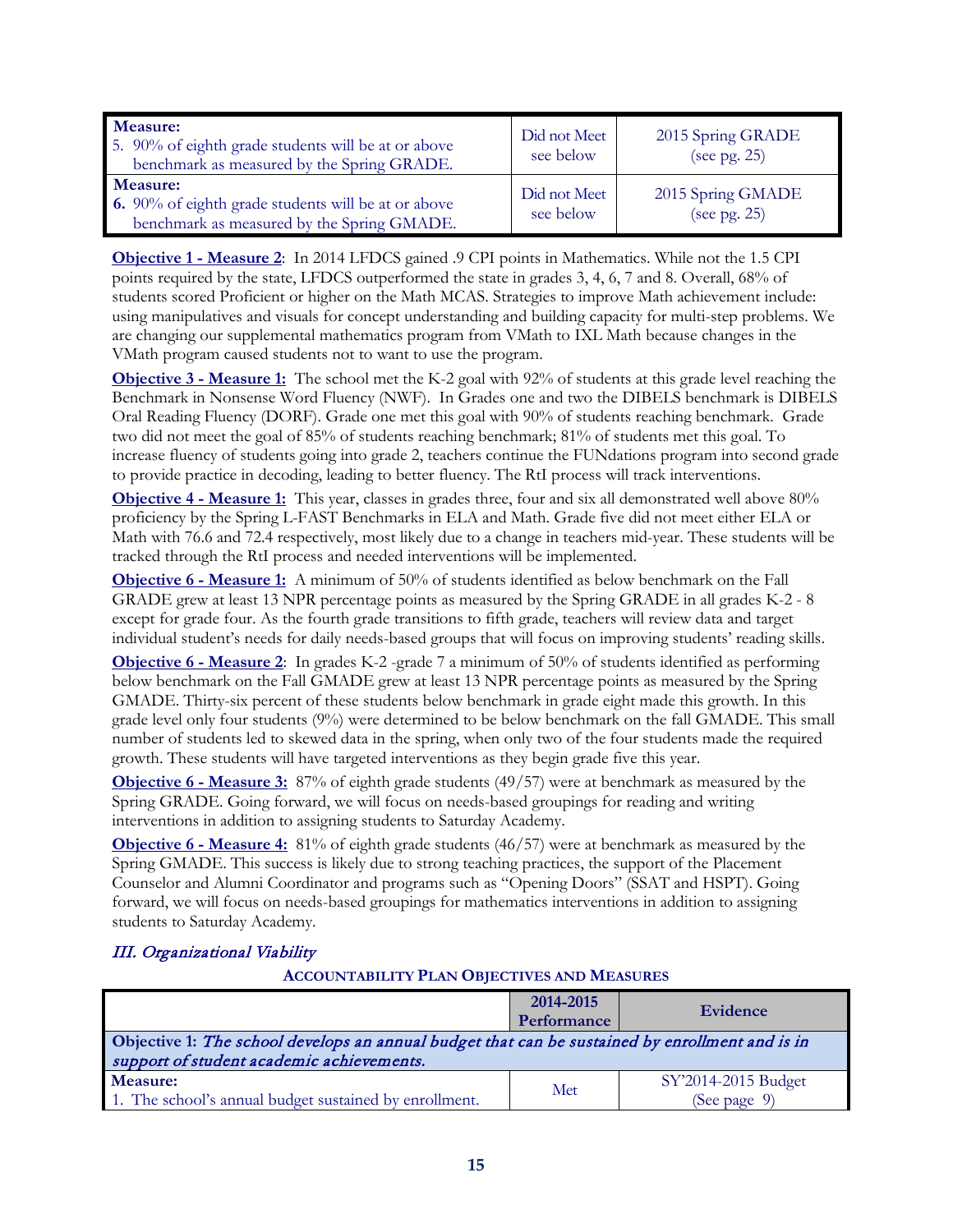| Measure | Performance | Evidence |
|---|---|---|
| **Measure:**<br>5. 90% of eighth grade students will be at or above benchmark as measured by the Spring GRADE. | Did not Meet see below | 2015 Spring GRADE (see pg. 25) |
| **Measure:**<br>**6.** 90% of eighth grade students will be at or above benchmark as measured by the Spring GMADE. | Did not Meet see below | 2015 Spring GMADE (see pg. 25) |

**Objective 1 - Measure 2**: In 2014 LFDCS gained .9 CPI points in Mathematics. While not the 1.5 CPI points required by the state, LFDCS outperformed the state in grades 3, 4, 6, 7 and 8. Overall, 68% of students scored Proficient or higher on the Math MCAS. Strategies to improve Math achievement include: using manipulatives and visuals for concept understanding and building capacity for multi-step problems. We are changing our supplemental mathematics program from VMath to IXL Math because changes in the VMath program caused students not to want to use the program.

**Objective 3 - Measure 1:** The school met the K-2 goal with 92% of students at this grade level reaching the Benchmark in Nonsense Word Fluency (NWF). In Grades one and two the DIBELS benchmark is DIBELS Oral Reading Fluency (DORF). Grade one met this goal with 90% of students reaching benchmark. Grade two did not meet the goal of 85% of students reaching benchmark; 81% of students met this goal. To increase fluency of students going into grade 2, teachers continue the FUNdations program into second grade to provide practice in decoding, leading to better fluency. The RtI process will track interventions.

**Objective 4 - Measure 1:** This year, classes in grades three, four and six all demonstrated well above 80% proficiency by the Spring L-FAST Benchmarks in ELA and Math. Grade five did not meet either ELA or Math with 76.6 and 72.4 respectively, most likely due to a change in teachers mid-year. These students will be tracked through the RtI process and needed interventions will be implemented.

**Objective 6 - Measure 1:** A minimum of 50% of students identified as below benchmark on the Fall GRADE grew at least 13 NPR percentage points as measured by the Spring GRADE in all grades K-2 - 8 except for grade four. As the fourth grade transitions to fifth grade, teachers will review data and target individual student's needs for daily needs-based groups that will focus on improving students' reading skills.

**Objective 6 - Measure 2**: In grades K-2 -grade 7 a minimum of 50% of students identified as performing below benchmark on the Fall GMADE grew at least 13 NPR percentage points as measured by the Spring GMADE. Thirty-six percent of these students below benchmark in grade eight made this growth. In this grade level only four students (9%) were determined to be below benchmark on the fall GMADE. This small number of students led to skewed data in the spring, when only two of the four students made the required growth. These students will have targeted interventions as they begin grade five this year.

**Objective 6 - Measure 3:** 87% of eighth grade students (49/57) were at benchmark as measured by the Spring GRADE. Going forward, we will focus on needs-based groupings for reading and writing interventions in addition to assigning students to Saturday Academy.

**Objective 6 - Measure 4:** 81% of eighth grade students (46/57) were at benchmark as measured by the Spring GMADE. This success is likely due to strong teaching practices, the support of the Placement Counselor and Alumni Coordinator and programs such as "Opening Doors" (SSAT and HSPT). Going forward, we will focus on needs-based groupings for mathematics interventions in addition to assigning students to Saturday Academy.

## *III. Organizational Viability*

### ACCOUNTABILITY PLAN OBJECTIVES AND MEASURES

| | 2014-2015 Performance | Evidence |
|---|---|---|
| **Objective 1:** *The school develops an annual budget that can be sustained by enrollment and is in support of student academic achievements.* | | |
| **Measure:**<br>1. The school's annual budget sustained by enrollment. | Met | SY'2014-2015 Budget (See page 9) |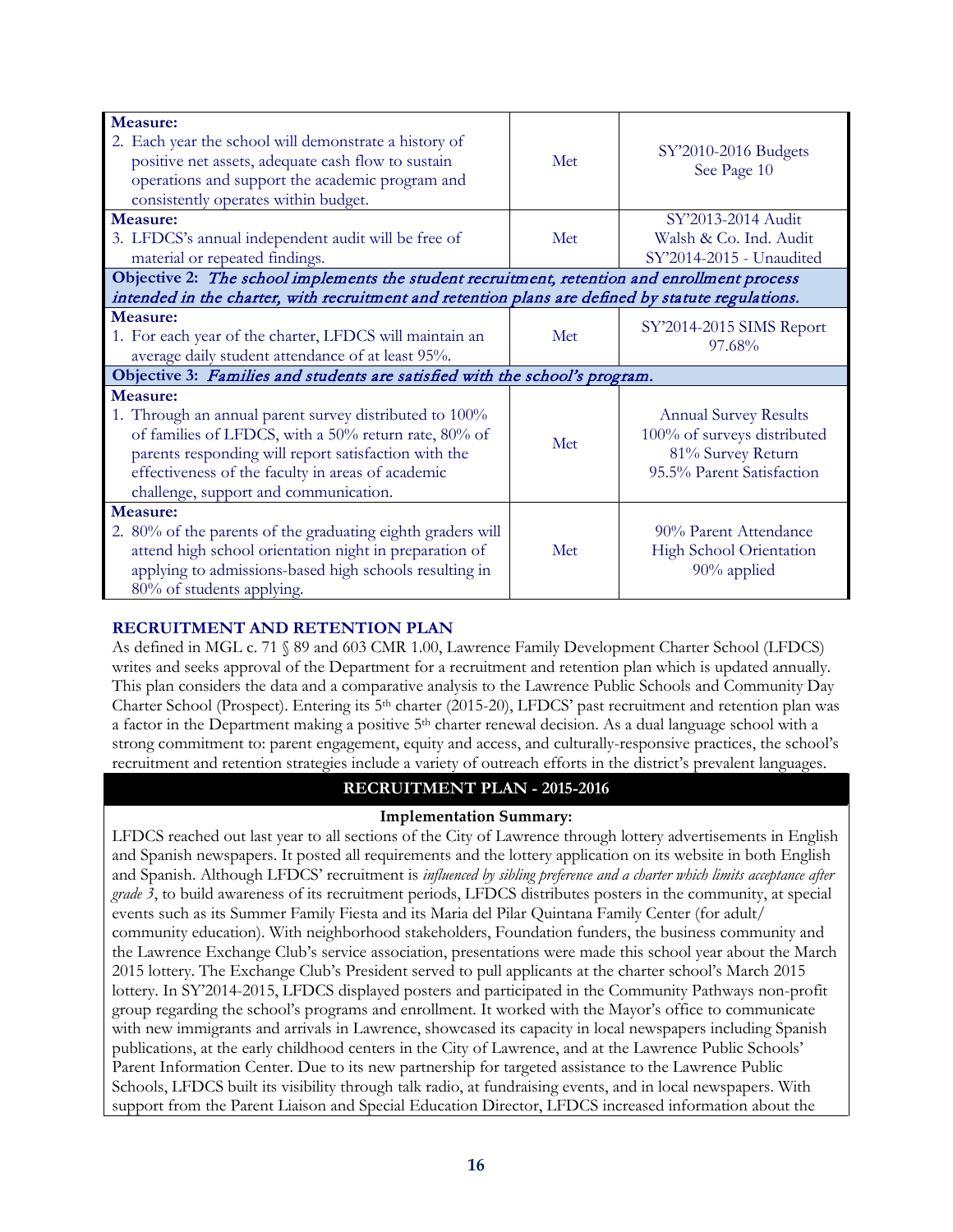| | | |
|---|---|---|
| **Measure:**<br>2. Each year the school will demonstrate a history of positive net assets, adequate cash flow to sustain operations and support the academic program and consistently operates within budget. | Met | SY'2010-2016 Budgets<br>See Page 10 |
| **Measure:**<br>3. LFDCS's annual independent audit will be free of material or repeated findings. | Met | SY'2013-2014 Audit<br>Walsh & Co. Ind. Audit<br>SY'2014-2015 - Unaudited |
| **Objective 2:** *The school implements the student recruitment, retention and enrollment process intended in the charter, with recruitment and retention plans are defined by statute regulations.* | | |
| **Measure:**<br>1. For each year of the charter, LFDCS will maintain an average daily student attendance of at least 95%. | Met | SY'2014-2015 SIMS Report<br>97.68% |
| **Objective 3:** *Families and students are satisfied with the school's program.* | | |
| **Measure:**<br>1. Through an annual parent survey distributed to 100% of families of LFDCS, with a 50% return rate, 80% of parents responding will report satisfaction with the effectiveness of the faculty in areas of academic challenge, support and communication. | Met | Annual Survey Results<br>100% of surveys distributed<br>81% Survey Return<br>95.5% Parent Satisfaction |
| **Measure:**<br>2. 80% of the parents of the graduating eighth graders will attend high school orientation night in preparation of applying to admissions-based high schools resulting in 80% of students applying. | Met | 90% Parent Attendance<br>High School Orientation<br>90% applied |

## RECRUITMENT AND RETENTION PLAN

As defined in MGL c. 71 § 89 and 603 CMR 1.00, Lawrence Family Development Charter School (LFDCS) writes and seeks approval of the Department for a recruitment and retention plan which is updated annually. This plan considers the data and a comparative analysis to the Lawrence Public Schools and Community Day Charter School (Prospect). Entering its 5th charter (2015-20), LFDCS' past recruitment and retention plan was a factor in the Department making a positive 5th charter renewal decision. As a dual language school with a strong commitment to: parent engagement, equity and access, and culturally-responsive practices, the school's recruitment and retention strategies include a variety of outreach efforts in the district's prevalent languages.

### RECRUITMENT PLAN - 2015-2016

**Implementation Summary:**

LFDCS reached out last year to all sections of the City of Lawrence through lottery advertisements in English and Spanish newspapers. It posted all requirements and the lottery application on its website in both English and Spanish. Although LFDCS' recruitment is *influenced by sibling preference and a charter which limits acceptance after grade 3*, to build awareness of its recruitment periods, LFDCS distributes posters in the community, at special events such as its Summer Family Fiesta and its Maria del Pilar Quintana Family Center (for adult/ community education). With neighborhood stakeholders, Foundation funders, the business community and the Lawrence Exchange Club's service association, presentations were made this school year about the March 2015 lottery. The Exchange Club's President served to pull applicants at the charter school's March 2015 lottery. In SY'2014-2015, LFDCS displayed posters and participated in the Community Pathways non-profit group regarding the school's programs and enrollment. It worked with the Mayor's office to communicate with new immigrants and arrivals in Lawrence, showcased its capacity in local newspapers including Spanish publications, at the early childhood centers in the City of Lawrence, and at the Lawrence Public Schools' Parent Information Center. Due to its new partnership for targeted assistance to the Lawrence Public Schools, LFDCS built its visibility through talk radio, at fundraising events, and in local newspapers. With support from the Parent Liaison and Special Education Director, LFDCS increased information about the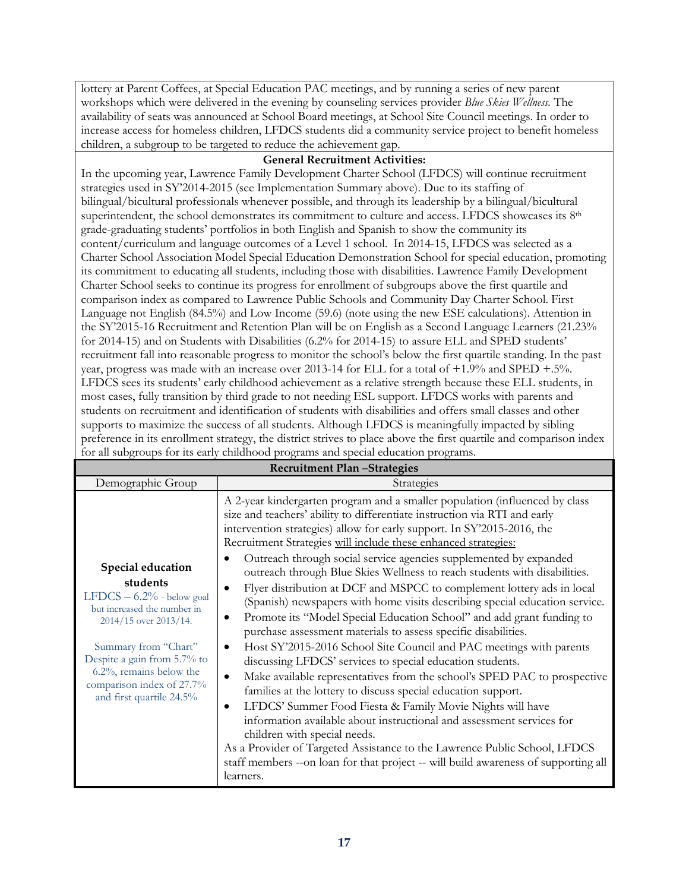lottery at Parent Coffees, at Special Education PAC meetings, and by running a series of new parent workshops which were delivered in the evening by counseling services provider *Blue Skies Wellness.* The availability of seats was announced at School Board meetings, at School Site Council meetings. In order to increase access for homeless children, LFDCS students did a community service project to benefit homeless children, a subgroup to be targeted to reduce the achievement gap.

**General Recruitment Activities:**

In the upcoming year, Lawrence Family Development Charter School (LFDCS) will continue recruitment strategies used in SY'2014-2015 (see Implementation Summary above). Due to its staffing of bilingual/bicultural professionals whenever possible, and through its leadership by a bilingual/bicultural superintendent, the school demonstrates its commitment to culture and access. LFDCS showcases its 8th grade-graduating students' portfolios in both English and Spanish to show the community its content/curriculum and language outcomes of a Level 1 school. In 2014-15, LFDCS was selected as a Charter School Association Model Special Education Demonstration School for special education, promoting its commitment to educating all students, including those with disabilities. Lawrence Family Development Charter School seeks to continue its progress for enrollment of subgroups above the first quartile and comparison index as compared to Lawrence Public Schools and Community Day Charter School. First Language not English (84.5%) and Low Income (59.6) (note using the new ESE calculations). Attention in the SY'2015-16 Recruitment and Retention Plan will be on English as a Second Language Learners (21.23% for 2014-15) and on Students with Disabilities (6.2% for 2014-15) to assure ELL and SPED students' recruitment fall into reasonable progress to monitor the school's below the first quartile standing. In the past year, progress was made with an increase over 2013-14 for ELL for a total of +1.9% and SPED +.5%. LFDCS sees its students' early childhood achievement as a relative strength because these ELL students, in most cases, fully transition by third grade to not needing ESL support. LFDCS works with parents and students on recruitment and identification of students with disabilities and offers small classes and other supports to maximize the success of all students. Although LFDCS is meaningfully impacted by sibling preference in its enrollment strategy, the district strives to place above the first quartile and comparison index for all subgroups for its early childhood programs and special education programs.

| Recruitment Plan –Strategies | |
|---|---|
| Demographic Group | Strategies |
| **Special education students**<br>LFDCS – 6.2% - below goal but increased the number in 2014/15 over 2013/14.<br><br>Summary from "Chart" Despite a gain from 5.7% to 6.2%, remains below the comparison index of 27.7% and first quartile 24.5% | A 2-year kindergarten program and a smaller population (influenced by class size and teachers' ability to differentiate instruction via RTI and early intervention strategies) allow for early support. In SY'2015-2016, the Recruitment Strategies <u>will include these enhanced strategies:</u><br>• Outreach through social service agencies supplemented by expanded outreach through Blue Skies Wellness to reach students with disabilities.<br>• Flyer distribution at DCF and MSPCC to complement lottery ads in local (Spanish) newspapers with home visits describing special education service.<br>• Promote its "Model Special Education School" and add grant funding to purchase assessment materials to assess specific disabilities.<br>• Host SY'2015-2016 School Site Council and PAC meetings with parents discussing LFDCS' services to special education students.<br>• Make available representatives from the school's SPED PAC to prospective families at the lottery to discuss special education support.<br>• LFDCS' Summer Food Fiesta & Family Movie Nights will have information available about instructional and assessment services for children with special needs.<br>As a Provider of Targeted Assistance to the Lawrence Public School, LFDCS staff members --on loan for that project -- will build awareness of supporting all learners. |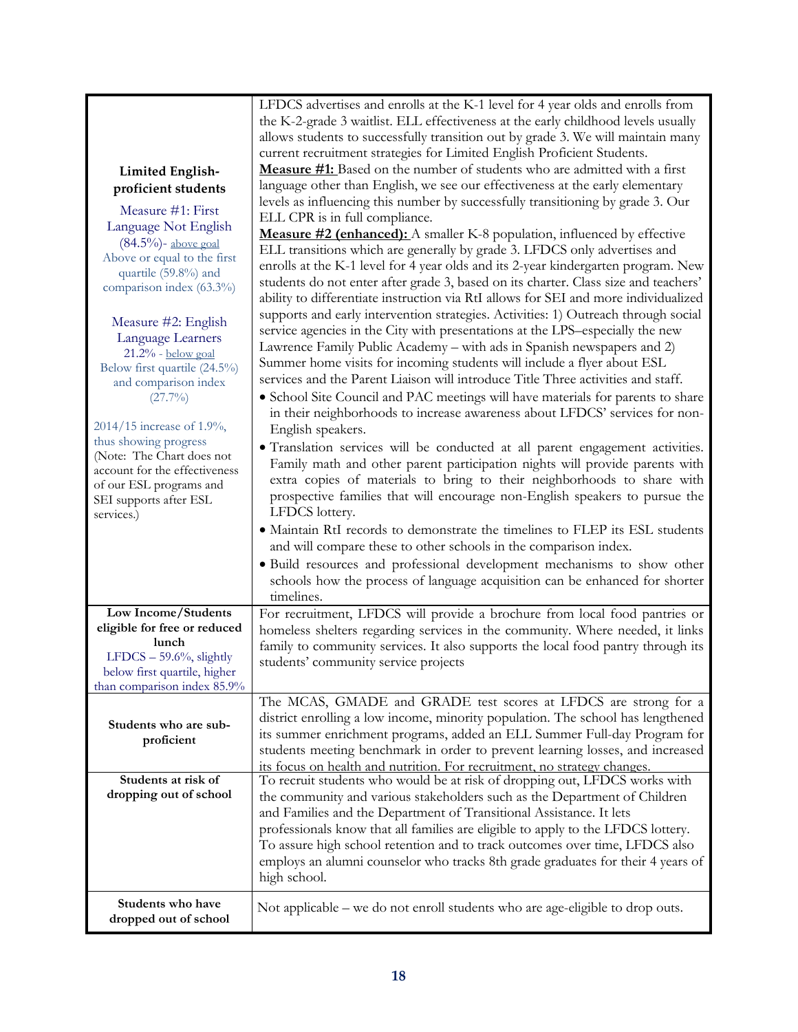| | |
|---|---|
| **Limited English-proficient students**<br><br>Measure #1: First Language Not English (84.5%)- above goal Above or equal to the first quartile (59.8%) and comparison index (63.3%)<br><br>Measure #2: English Language Learners 21.2% - below goal Below first quartile (24.5%) and comparison index (27.7%)<br><br>2014/15 increase of 1.9%, thus showing progress (Note: The Chart does not account for the effectiveness of our ESL programs and SEI supports after ESL services.) | LFDCS advertises and enrolls at the K-1 level for 4 year olds and enrolls from the K-2-grade 3 waitlist. ELL effectiveness at the early childhood levels usually allows students to successfully transition out by grade 3. We will maintain many current recruitment strategies for Limited English Proficient Students.<br>**Measure #1:** Based on the number of students who are admitted with a first language other than English, we see our effectiveness at the early elementary levels as influencing this number by successfully transitioning by grade 3. Our ELL CPR is in full compliance.<br>**Measure #2 (enhanced):** A smaller K-8 population, influenced by effective ELL transitions which are generally by grade 3. LFDCS only advertises and enrolls at the K-1 level for 4 year olds and its 2-year kindergarten program. New students do not enter after grade 3, based on its charter. Class size and teachers' ability to differentiate instruction via RtI allows for SEI and more individualized supports and early intervention strategies. Activities: 1) Outreach through social service agencies in the City with presentations at the LPS–especially the new Lawrence Family Public Academy – with ads in Spanish newspapers and 2) Summer home visits for incoming students will include a flyer about ESL services and the Parent Liaison will introduce Title Three activities and staff.<br>• School Site Council and PAC meetings will have materials for parents to share in their neighborhoods to increase awareness about LFDCS' services for non-English speakers.<br>• Translation services will be conducted at all parent engagement activities. Family math and other parent participation nights will provide parents with extra copies of materials to bring to their neighborhoods to share with prospective families that will encourage non-English speakers to pursue the LFDCS lottery.<br>• Maintain RtI records to demonstrate the timelines to FLEP its ESL students and will compare these to other schools in the comparison index.<br>• Build resources and professional development mechanisms to show other schools how the process of language acquisition can be enhanced for shorter timelines. |
| **Low Income/Students eligible for free or reduced lunch**<br>LFDCS – 59.6%, slightly below first quartile, higher than comparison index 85.9% | For recruitment, LFDCS will provide a brochure from local food pantries or homeless shelters regarding services in the community. Where needed, it links family to community services. It also supports the local food pantry through its students' community service projects |
| **Students who are sub-proficient** | The MCAS, GMADE and GRADE test scores at LFDCS are strong for a district enrolling a low income, minority population. The school has lengthened its summer enrichment programs, added an ELL Summer Full-day Program for students meeting benchmark in order to prevent learning losses, and increased its focus on health and nutrition. For recruitment, no strategy changes. |
| **Students at risk of dropping out of school** | To recruit students who would be at risk of dropping out, LFDCS works with the community and various stakeholders such as the Department of Children and Families and the Department of Transitional Assistance. It lets professionals know that all families are eligible to apply to the LFDCS lottery. To assure high school retention and to track outcomes over time, LFDCS also employs an alumni counselor who tracks 8th grade graduates for their 4 years of high school. |
| **Students who have dropped out of school** | Not applicable – we do not enroll students who are age-eligible to drop outs. |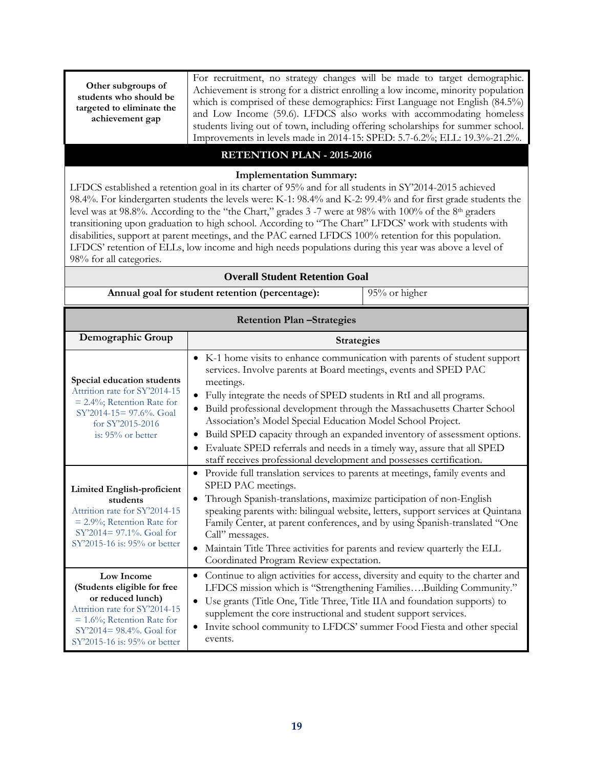| Other subgroups of students who should be targeted to eliminate the achievement gap | For recruitment, no strategy changes will be made to target demographic. Achievement is strong for a district enrolling a low income, minority population which is comprised of these demographics: First Language not English (84.5%) and Low Income (59.6). LFDCS also works with accommodating homeless students living out of town, including offering scholarships for summer school. Improvements in levels made in 2014-15: SPED: 5.7-6.2%; ELL: 19.3%-21.2%. |
|---|---|

## RETENTION PLAN - 2015-2016

**Implementation Summary:**

LFDCS established a retention goal in its charter of 95% and for all students in SY'2014-2015 achieved 98.4%. For kindergarten students the levels were: K-1: 98.4% and K-2: 99.4% and for first grade students the level was at 98.8%. According to the "the Chart," grades 3 -7 were at 98% with 100% of the 8th graders transitioning upon graduation to high school. According to "The Chart" LFDCS' work with students with disabilities, support at parent meetings, and the PAC earned LFDCS 100% retention for this population. LFDCS' retention of ELLs, low income and high needs populations during this year was above a level of 98% for all categories.

**Overall Student Retention Goal**

| Annual goal for student retention (percentage): | 95% or higher |
|---|---|

**Retention Plan –Strategies**

| Demographic Group | Strategies |
|---|---|
| **Special education students** Attrition rate for SY'2014-15 = 2.4%; Retention Rate for SY'2014-15= 97.6%. Goal for SY'2015-2016 is: 95% or better | • K-1 home visits to enhance communication with parents of student support services. Involve parents at Board meetings, events and SPED PAC meetings.<br>• Fully integrate the needs of SPED students in RtI and all programs.<br>• Build professional development through the Massachusetts Charter School Association's Model Special Education Model School Project.<br>• Build SPED capacity through an expanded inventory of assessment options.<br>• Evaluate SPED referrals and needs in a timely way, assure that all SPED staff receives professional development and possesses certification. |
| **Limited English-proficient students** Attrition rate for SY'2014-15 = 2.9%; Retention Rate for SY'2014= 97.1%. Goal for SY'2015-16 is: 95% or better | • Provide full translation services to parents at meetings, family events and SPED PAC meetings.<br>• Through Spanish-translations, maximize participation of non-English speaking parents with: bilingual website, letters, support services at Quintana Family Center, at parent conferences, and by using Spanish-translated "One Call" messages.<br>• Maintain Title Three activities for parents and review quarterly the ELL Coordinated Program Review expectation. |
| **Low Income (Students eligible for free or reduced lunch)** Attrition rate for SY'2014-15 = 1.6%; Retention Rate for SY'2014= 98.4%. Goal for SY'2015-16 is: 95% or better | • Continue to align activities for access, diversity and equity to the charter and LFDCS mission which is "Strengthening Families….Building Community."<br>• Use grants (Title One, Title Three, Title IIA and foundation supports) to supplement the core instructional and student support services.<br>• Invite school community to LFDCS' summer Food Fiesta and other special events. |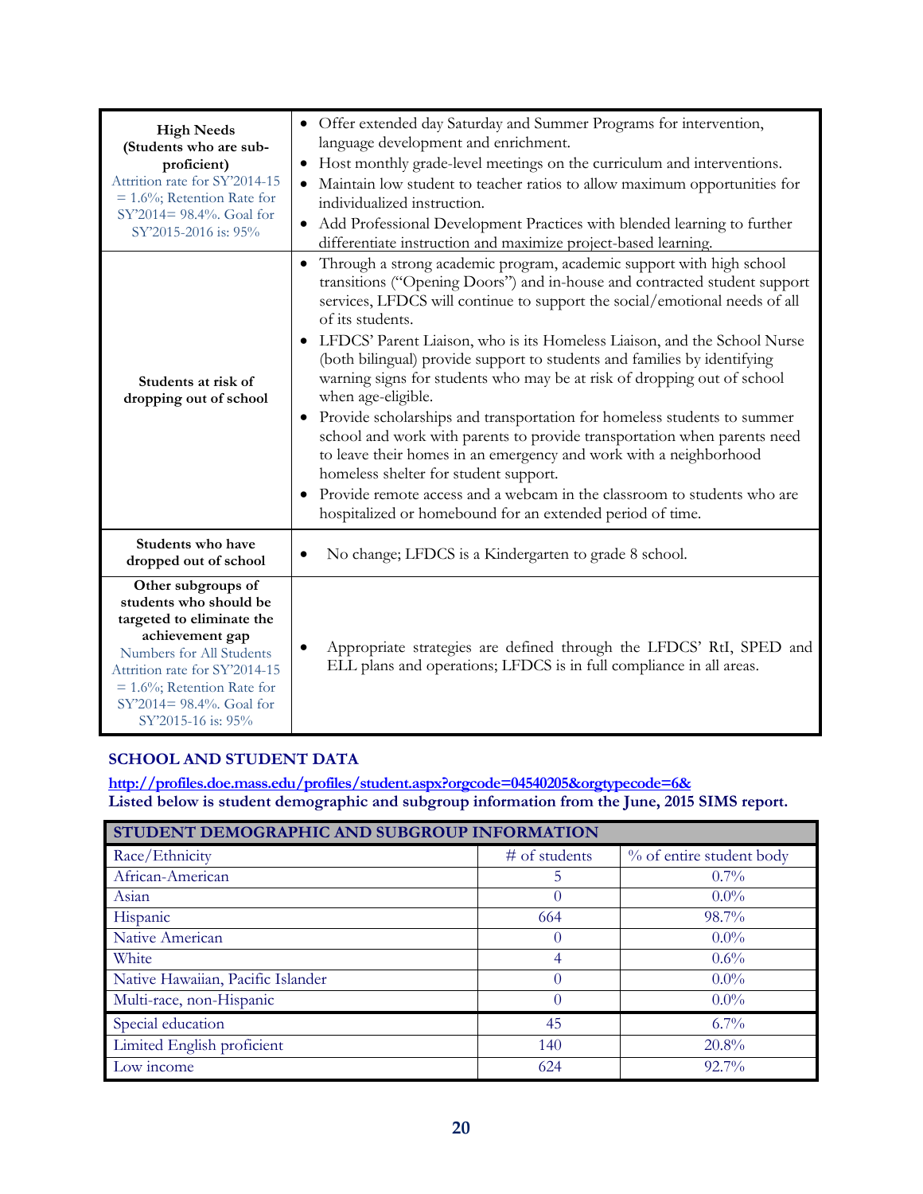| | |
|---|---|
| **High Needs (Students who are sub-proficient)** Attrition rate for SY'2014-15 = 1.6%; Retention Rate for SY'2014= 98.4%. Goal for SY'2015-2016 is: 95% | • Offer extended day Saturday and Summer Programs for intervention, language development and enrichment.<br>• Host monthly grade-level meetings on the curriculum and interventions.<br>• Maintain low student to teacher ratios to allow maximum opportunities for individualized instruction.<br>• Add Professional Development Practices with blended learning to further differentiate instruction and maximize project-based learning. |
| **Students at risk of dropping out of school** | • Through a strong academic program, academic support with high school transitions ("Opening Doors") and in-house and contracted student support services, LFDCS will continue to support the social/emotional needs of all of its students.<br>• LFDCS' Parent Liaison, who is its Homeless Liaison, and the School Nurse (both bilingual) provide support to students and families by identifying warning signs for students who may be at risk of dropping out of school when age-eligible.<br>• Provide scholarships and transportation for homeless students to summer school and work with parents to provide transportation when parents need to leave their homes in an emergency and work with a neighborhood homeless shelter for student support.<br>• Provide remote access and a webcam in the classroom to students who are hospitalized or homebound for an extended period of time. |
| **Students who have dropped out of school** | • No change; LFDCS is a Kindergarten to grade 8 school. |
| **Other subgroups of students who should be targeted to eliminate the achievement gap** Numbers for All Students Attrition rate for SY'2014-15 = 1.6%; Retention Rate for SY'2014= 98.4%. Goal for SY'2015-16 is: 95% | • Appropriate strategies are defined through the LFDCS' RtI, SPED and ELL plans and operations; LFDCS is in full compliance in all areas. |

## SCHOOL AND STUDENT DATA

**http://profiles.doe.mass.edu/profiles/student.aspx?orgcode=04540205&orgtypecode=6&**

**Listed below is student demographic and subgroup information from the June, 2015 SIMS report.**

| STUDENT DEMOGRAPHIC AND SUBGROUP INFORMATION | | |
|---|---|---|
| Race/Ethnicity | # of students | % of entire student body |
| African-American | 5 | 0.7% |
| Asian | 0 | 0.0% |
| Hispanic | 664 | 98.7% |
| Native American | 0 | 0.0% |
| White | 4 | 0.6% |
| Native Hawaiian, Pacific Islander | 0 | 0.0% |
| Multi-race, non-Hispanic | 0 | 0.0% |
| Special education | 45 | 6.7% |
| Limited English proficient | 140 | 20.8% |
| Low income | 624 | 92.7% |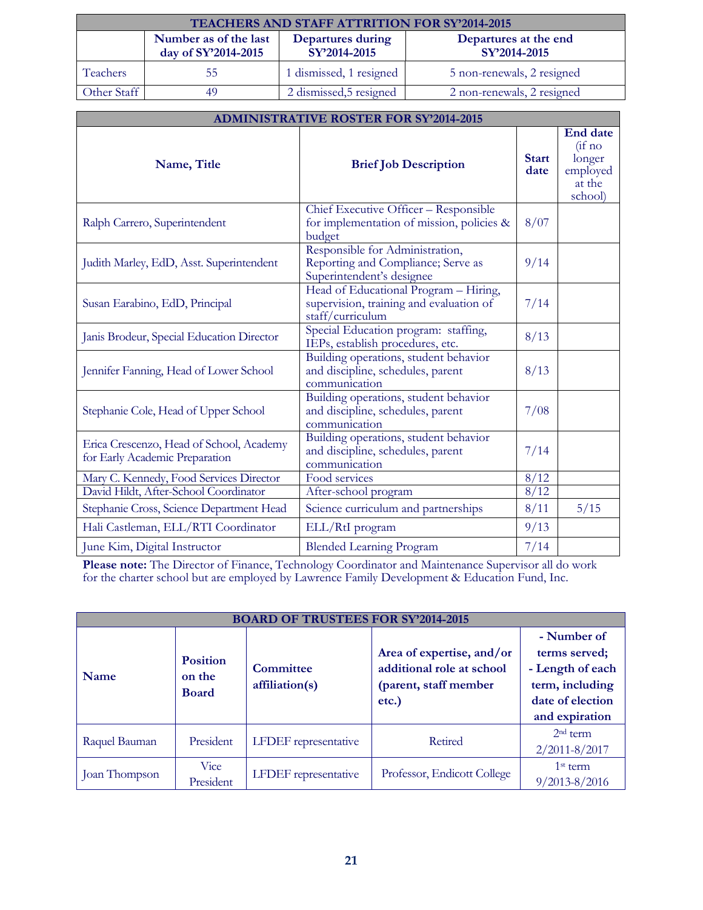| TEACHERS AND STAFF ATTRITION FOR SY'2014-2015 | | | |
|---|---|---|---|
| | Number as of the last day of SY'2014-2015 | Departures during SY'2014-2015 | Departures at the end SY'2014-2015 |
| Teachers | 55 | 1 dismissed, 1 resigned | 5 non-renewals, 2 resigned |
| Other Staff | 49 | 2 dismissed,5 resigned | 2 non-renewals, 2 resigned |

| ADMINISTRATIVE ROSTER FOR SY'2014-2015 | | | |
|---|---|---|---|
| Name, Title | Brief Job Description | Start date | End date (if no longer employed at the school) |
| Ralph Carrero, Superintendent | Chief Executive Officer – Responsible for implementation of mission, policies & budget | 8/07 | |
| Judith Marley, EdD, Asst. Superintendent | Responsible for Administration, Reporting and Compliance; Serve as Superintendent's designee | 9/14 | |
| Susan Earabino, EdD, Principal | Head of Educational Program – Hiring, supervision, training and evaluation of staff/curriculum | 7/14 | |
| Janis Brodeur, Special Education Director | Special Education program: staffing, IEPs, establish procedures, etc. | 8/13 | |
| Jennifer Fanning, Head of Lower School | Building operations, student behavior and discipline, schedules, parent communication | 8/13 | |
| Stephanie Cole, Head of Upper School | Building operations, student behavior and discipline, schedules, parent communication | 7/08 | |
| Erica Crescenzo, Head of School, Academy for Early Academic Preparation | Building operations, student behavior and discipline, schedules, parent communication | 7/14 | |
| Mary C. Kennedy, Food Services Director | Food services | 8/12 | |
| David Hildt, After-School Coordinator | After-school program | 8/12 | |
| Stephanie Cross, Science Department Head | Science curriculum and partnerships | 8/11 | 5/15 |
| Hali Castleman, ELL/RTI Coordinator | ELL/RtI program | 9/13 | |
| June Kim, Digital Instructor | Blended Learning Program | 7/14 | |

**Please note:** The Director of Finance, Technology Coordinator and Maintenance Supervisor all do work for the charter school but are employed by Lawrence Family Development & Education Fund, Inc.

| BOARD OF TRUSTEES FOR SY'2014-2015 | | | | |
|---|---|---|---|---|
| Name | Position on the Board | Committee affiliation(s) | Area of expertise, and/or additional role at school (parent, staff member etc.) | - Number of terms served; - Length of each term, including date of election and expiration |
| Raquel Bauman | President | LFDEF representative | Retired | 2nd term 2/2011-8/2017 |
| Joan Thompson | Vice President | LFDEF representative | Professor, Endicott College | 1st term 9/2013-8/2016 |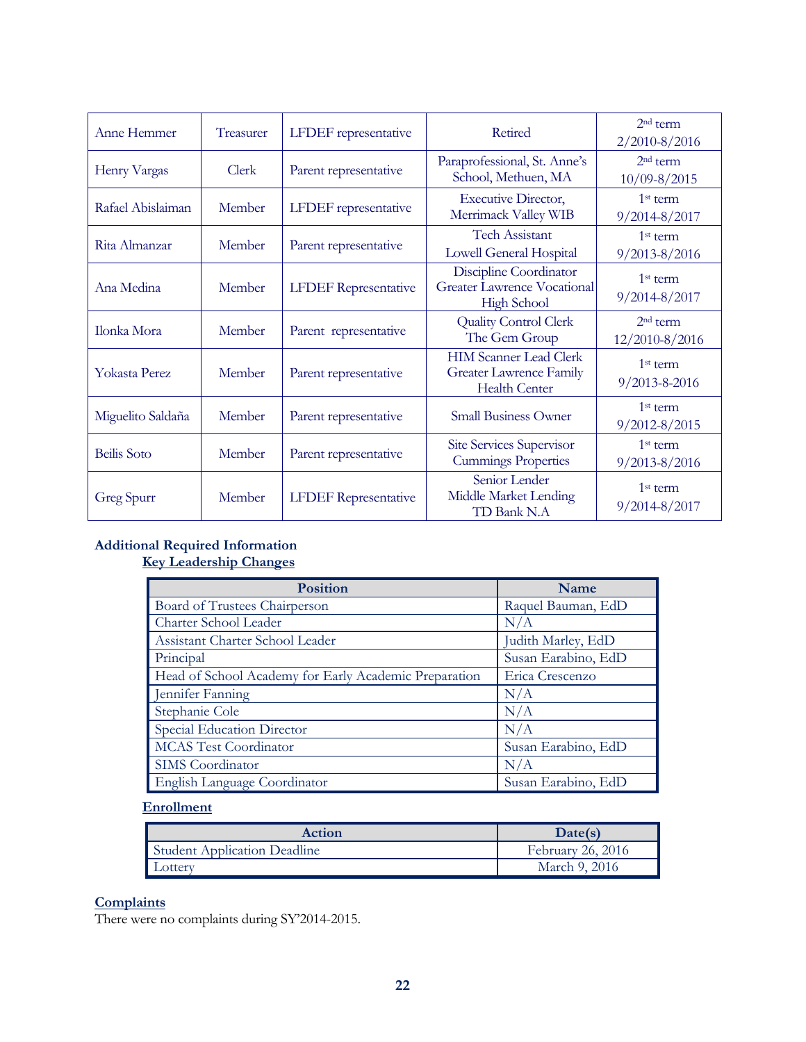| | | | | |
|---|---|---|---|---|
| Anne Hemmer | Treasurer | LFDEF representative | Retired | 2nd term 2/2010-8/2016 |
| Henry Vargas | Clerk | Parent representative | Paraprofessional, St. Anne's School, Methuen, MA | 2nd term 10/09-8/2015 |
| Rafael Abislaiman | Member | LFDEF representative | Executive Director, Merrimack Valley WIB | 1st term 9/2014-8/2017 |
| Rita Almanzar | Member | Parent representative | Tech Assistant Lowell General Hospital | 1st term 9/2013-8/2016 |
| Ana Medina | Member | LFDEF Representative | Discipline Coordinator Greater Lawrence Vocational High School | 1st term 9/2014-8/2017 |
| Ilonka Mora | Member | Parent representative | Quality Control Clerk The Gem Group | 2nd term 12/2010-8/2016 |
| Yokasta Perez | Member | Parent representative | HIM Scanner Lead Clerk Greater Lawrence Family Health Center | 1st term 9/2013-8-2016 |
| Miguelito Saldaña | Member | Parent representative | Small Business Owner | 1st term 9/2012-8/2015 |
| Beilis Soto | Member | Parent representative | Site Services Supervisor Cummings Properties | 1st term 9/2013-8/2016 |
| Greg Spurr | Member | LFDEF Representative | Senior Lender Middle Market Lending TD Bank N.A | 1st term 9/2014-8/2017 |

**Additional Required Information**

**Key Leadership Changes**

| Position | Name |
|---|---|
| Board of Trustees Chairperson | Raquel Bauman, EdD |
| Charter School Leader | N/A |
| Assistant Charter School Leader | Judith Marley, EdD |
| Principal | Susan Earabino, EdD |
| Head of School Academy for Early Academic Preparation | Erica Crescenzo |
| Jennifer Fanning | N/A |
| Stephanie Cole | N/A |
| Special Education Director | N/A |
| MCAS Test Coordinator | Susan Earabino, EdD |
| SIMS Coordinator | N/A |
| English Language Coordinator | Susan Earabino, EdD |

**Enrollment**

| Action | Date(s) |
|---|---|
| Student Application Deadline | February 26, 2016 |
| Lottery | March 9, 2016 |

**Complaints**

There were no complaints during SY'2014-2015.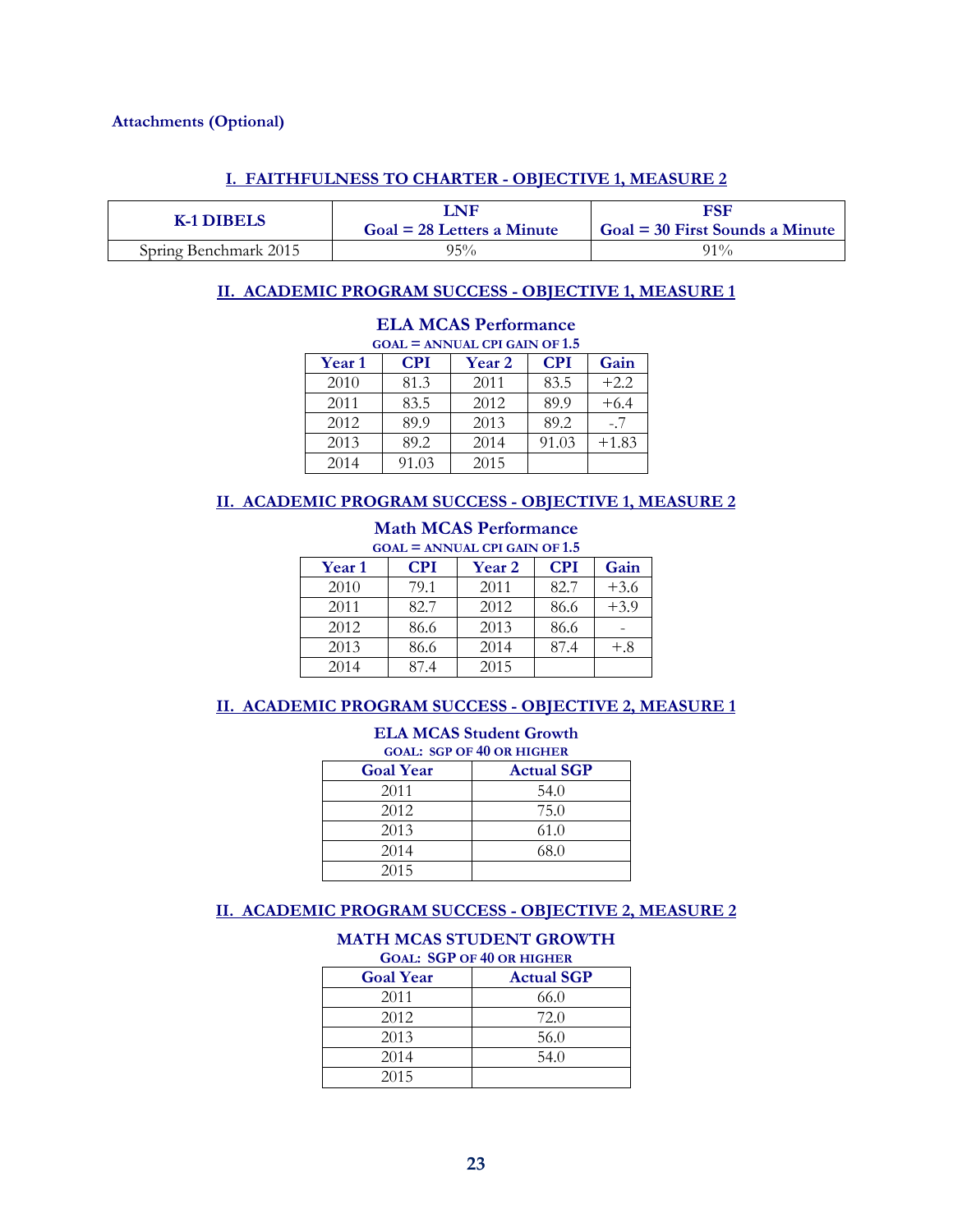**Attachments (Optional)**

## I. FAITHFULNESS TO CHARTER - OBJECTIVE 1, MEASURE 2

| K-1 DIBELS | LNF<br>Goal = 28 Letters a Minute | FSF<br>Goal = 30 First Sounds a Minute |
|---|---|---|
| Spring Benchmark 2015 | 95% | 91% |

## II. ACADEMIC PROGRAM SUCCESS - OBJECTIVE 1, MEASURE 1

### ELA MCAS Performance

GOAL = ANNUAL CPI GAIN OF 1.5

| Year 1 | CPI | Year 2 | CPI | Gain |
|---|---|---|---|---|
| 2010 | 81.3 | 2011 | 83.5 | +2.2 |
| 2011 | 83.5 | 2012 | 89.9 | +6.4 |
| 2012 | 89.9 | 2013 | 89.2 | -.7 |
| 2013 | 89.2 | 2014 | 91.03 | +1.83 |
| 2014 | 91.03 | 2015 | | |

## II. ACADEMIC PROGRAM SUCCESS - OBJECTIVE 1, MEASURE 2

### Math MCAS Performance

GOAL = ANNUAL CPI GAIN OF 1.5

| Year 1 | CPI | Year 2 | CPI | Gain |
|---|---|---|---|---|
| 2010 | 79.1 | 2011 | 82.7 | +3.6 |
| 2011 | 82.7 | 2012 | 86.6 | +3.9 |
| 2012 | 86.6 | 2013 | 86.6 | - |
| 2013 | 86.6 | 2014 | 87.4 | +.8 |
| 2014 | 87.4 | 2015 | | |

## II. ACADEMIC PROGRAM SUCCESS - OBJECTIVE 2, MEASURE 1

### ELA MCAS Student Growth

GOAL: SGP OF 40 OR HIGHER

| Goal Year | Actual SGP |
|---|---|
| 2011 | 54.0 |
| 2012 | 75.0 |
| 2013 | 61.0 |
| 2014 | 68.0 |
| 2015 | |

## II. ACADEMIC PROGRAM SUCCESS - OBJECTIVE 2, MEASURE 2

### MATH MCAS STUDENT GROWTH

GOAL: SGP OF 40 OR HIGHER

| Goal Year | Actual SGP |
|---|---|
| 2011 | 66.0 |
| 2012 | 72.0 |
| 2013 | 56.0 |
| 2014 | 54.0 |
| 2015 | |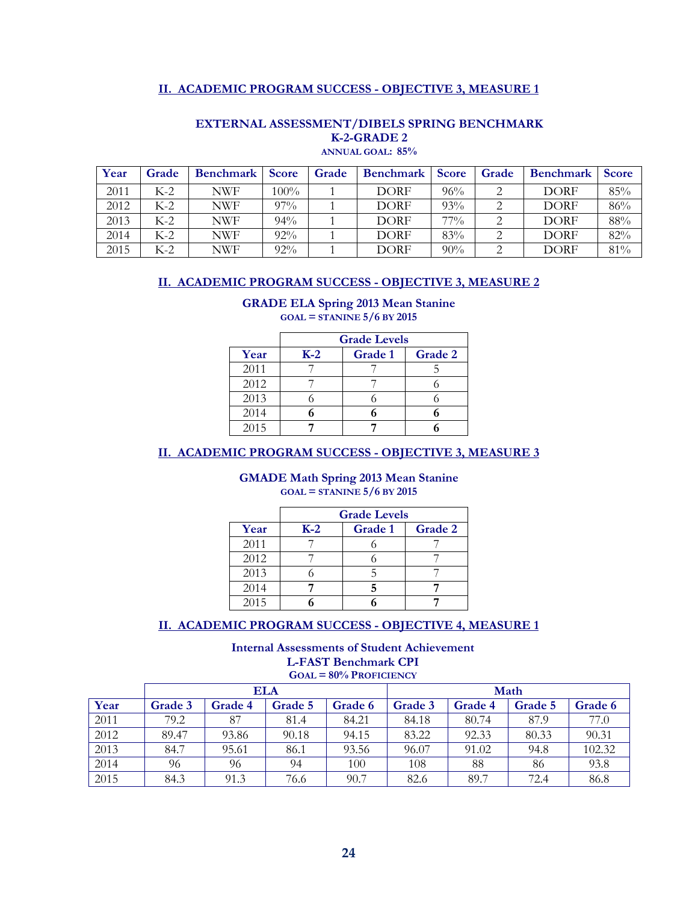## II. ACADEMIC PROGRAM SUCCESS - OBJECTIVE 3, MEASURE 1

### EXTERNAL ASSESSMENT/DIBELS SPRING BENCHMARK
### K-2-GRADE 2
**ANNUAL GOAL: 85%**

| Year | Grade | Benchmark | Score | Grade | Benchmark | Score | Grade | Benchmark | Score |
|---|---|---|---|---|---|---|---|---|---|
| 2011 | K-2 | NWF | 100% | 1 | DORF | 96% | 2 | DORF | 85% |
| 2012 | K-2 | NWF | 97% | 1 | DORF | 93% | 2 | DORF | 86% |
| 2013 | K-2 | NWF | 94% | 1 | DORF | 77% | 2 | DORF | 88% |
| 2014 | K-2 | NWF | 92% | 1 | DORF | 83% | 2 | DORF | 82% |
| 2015 | K-2 | NWF | 92% | 1 | DORF | 90% | 2 | DORF | 81% |

## II. ACADEMIC PROGRAM SUCCESS - OBJECTIVE 3, MEASURE 2

### GRADE ELA Spring 2013 Mean Stanine
**GOAL = STANINE 5/6 BY 2015**

| | Grade Levels | | |
|---|---|---|---|
| Year | K-2 | Grade 1 | Grade 2 |
| 2011 | 7 | 7 | 5 |
| 2012 | 7 | 7 | 6 |
| 2013 | 6 | 6 | 6 |
| 2014 | **6** | **6** | **6** |
| 2015 | **7** | **7** | **6** |

## II. ACADEMIC PROGRAM SUCCESS - OBJECTIVE 3, MEASURE 3

### GMADE Math Spring 2013 Mean Stanine
**GOAL = STANINE 5/6 BY 2015**

| | Grade Levels | | |
|---|---|---|---|
| Year | K-2 | Grade 1 | Grade 2 |
| 2011 | 7 | 6 | 7 |
| 2012 | 7 | 6 | 7 |
| 2013 | 6 | 5 | 7 |
| 2014 | **7** | **5** | **7** |
| 2015 | **6** | **6** | **7** |

## II. ACADEMIC PROGRAM SUCCESS - OBJECTIVE 4, MEASURE 1

### Internal Assessments of Student Achievement
### L-FAST Benchmark CPI
**GOAL = 80% PROFICIENCY**

| | ELA | | | | Math | | | |
|---|---|---|---|---|---|---|---|---|
| Year | Grade 3 | Grade 4 | Grade 5 | Grade 6 | Grade 3 | Grade 4 | Grade 5 | Grade 6 |
| 2011 | 79.2 | 87 | 81.4 | 84.21 | 84.18 | 80.74 | 87.9 | 77.0 |
| 2012 | 89.47 | 93.86 | 90.18 | 94.15 | 83.22 | 92.33 | 80.33 | 90.31 |
| 2013 | 84.7 | 95.61 | 86.1 | 93.56 | 96.07 | 91.02 | 94.8 | 102.32 |
| 2014 | 96 | 96 | 94 | 100 | 108 | 88 | 86 | 93.8 |
| 2015 | 84.3 | 91.3 | 76.6 | 90.7 | 82.6 | 89.7 | 72.4 | 86.8 |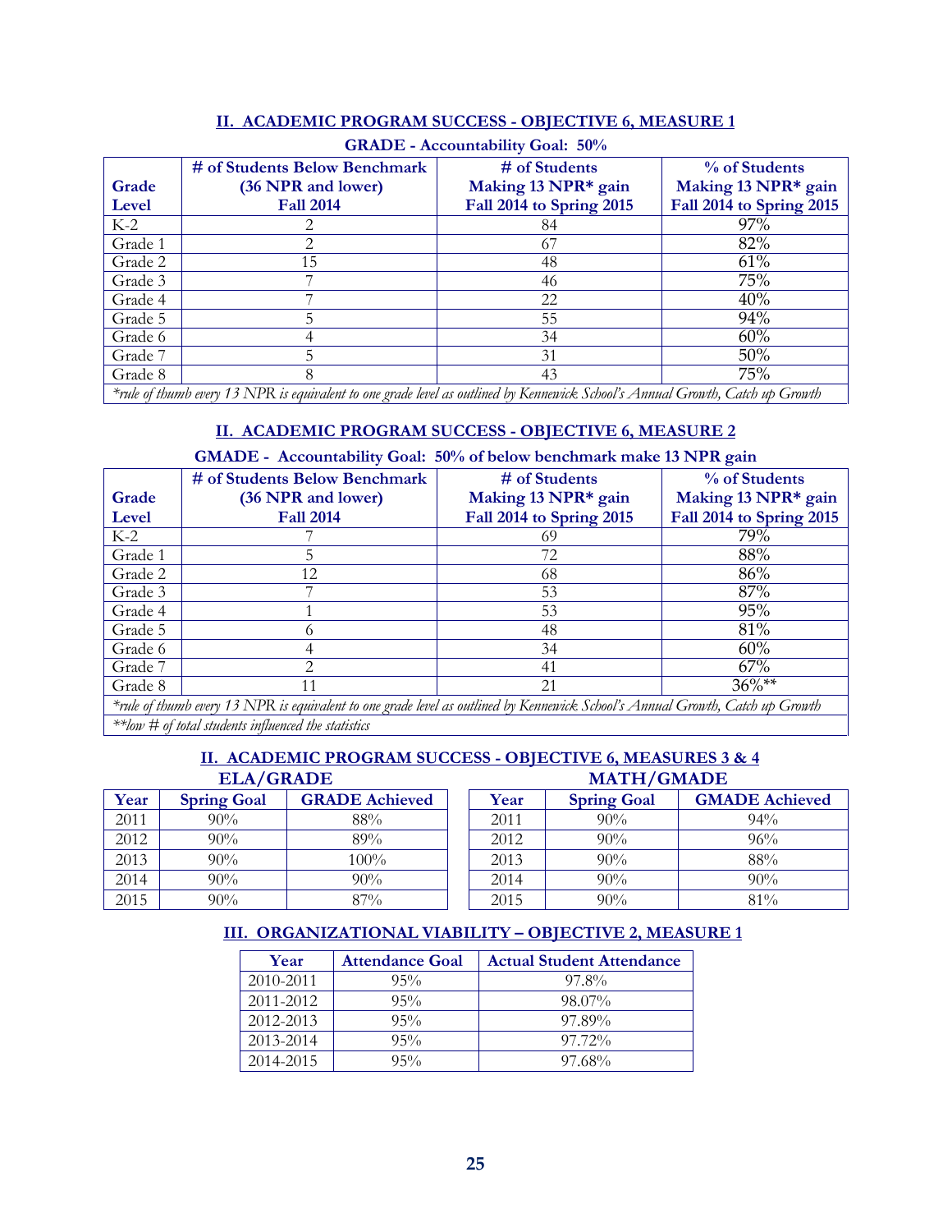## II. ACADEMIC PROGRAM SUCCESS - OBJECTIVE 6, MEASURE 1

**GRADE - Accountability Goal: 50%**

| Grade Level | # of Students Below Benchmark (36 NPR and lower) Fall 2014 | # of Students Making 13 NPR* gain Fall 2014 to Spring 2015 | % of Students Making 13 NPR* gain Fall 2014 to Spring 2015 |
|---|---|---|---|
| K-2 | 2 | 84 | 97% |
| Grade 1 | 2 | 67 | 82% |
| Grade 2 | 15 | 48 | 61% |
| Grade 3 | 7 | 46 | 75% |
| Grade 4 | 7 | 22 | 40% |
| Grade 5 | 5 | 55 | 94% |
| Grade 6 | 4 | 34 | 60% |
| Grade 7 | 5 | 31 | 50% |
| Grade 8 | 8 | 43 | 75% |

*\*rule of thumb every 13 NPR is equivalent to one grade level as outlined by Kennewick School's Annual Growth, Catch up Growth*

## II. ACADEMIC PROGRAM SUCCESS - OBJECTIVE 6, MEASURE 2

**GMADE - Accountability Goal: 50% of below benchmark make 13 NPR gain**

| Grade Level | # of Students Below Benchmark (36 NPR and lower) Fall 2014 | # of Students Making 13 NPR* gain Fall 2014 to Spring 2015 | % of Students Making 13 NPR* gain Fall 2014 to Spring 2015 |
|---|---|---|---|
| K-2 | 7 | 69 | 79% |
| Grade 1 | 5 | 72 | 88% |
| Grade 2 | 12 | 68 | 86% |
| Grade 3 | 7 | 53 | 87% |
| Grade 4 | 1 | 53 | 95% |
| Grade 5 | 6 | 48 | 81% |
| Grade 6 | 4 | 34 | 60% |
| Grade 7 | 2 | 41 | 67% |
| Grade 8 | 11 | 21 | 36%** |

*\*rule of thumb every 13 NPR is equivalent to one grade level as outlined by Kennewick School's Annual Growth, Catch up Growth*

*\*\*low # of total students influenced the statistics*

## II. ACADEMIC PROGRAM SUCCESS - OBJECTIVE 6, MEASURES 3 & 4

**ELA/GRADE**

| Year | Spring Goal | GRADE Achieved |
|---|---|---|
| 2011 | 90% | 88% |
| 2012 | 90% | 89% |
| 2013 | 90% | 100% |
| 2014 | 90% | 90% |
| 2015 | 90% | 87% |

**MATH/GMADE**

| Year | Spring Goal | GMADE Achieved |
|---|---|---|
| 2011 | 90% | 94% |
| 2012 | 90% | 96% |
| 2013 | 90% | 88% |
| 2014 | 90% | 90% |
| 2015 | 90% | 81% |

## III. ORGANIZATIONAL VIABILITY – OBJECTIVE 2, MEASURE 1

| Year | Attendance Goal | Actual Student Attendance |
|---|---|---|
| 2010-2011 | 95% | 97.8% |
| 2011-2012 | 95% | 98.07% |
| 2012-2013 | 95% | 97.89% |
| 2013-2014 | 95% | 97.72% |
| 2014-2015 | 95% | 97.68% |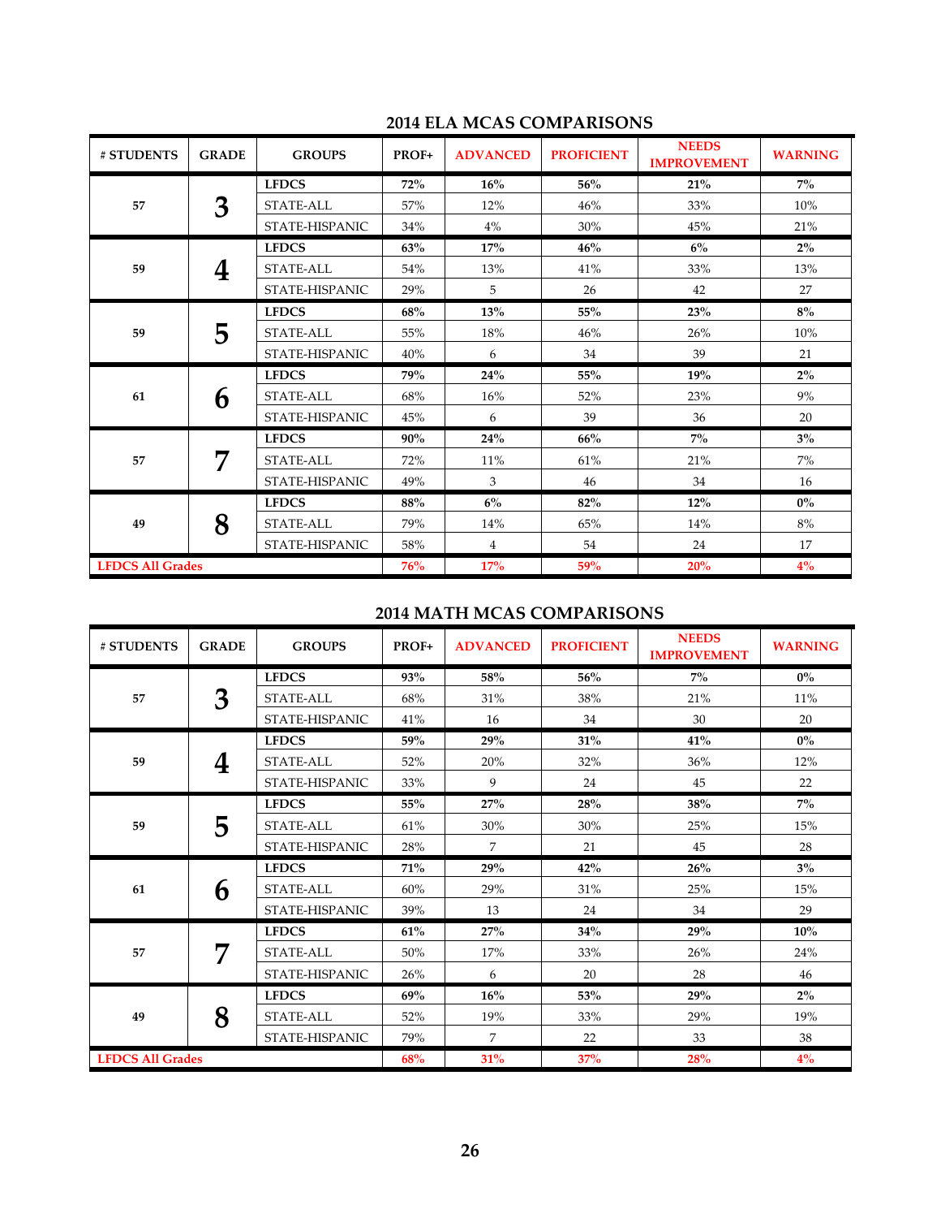## 2014 ELA MCAS COMPARISONS

| # STUDENTS | GRADE | GROUPS | PROF+ | ADVANCED | PROFICIENT | NEEDS IMPROVEMENT | WARNING |
|---|---|---|---|---|---|---|---|
| 57 | 3 | **LFDCS** | **72%** | **16%** | **56%** | **21%** | **7%** |
| | | STATE-ALL | 57% | 12% | 46% | 33% | 10% |
| | | STATE-HISPANIC | 34% | 4% | 30% | 45% | 21% |
| 59 | 4 | **LFDCS** | **63%** | **17%** | **46%** | **6%** | **2%** |
| | | STATE-ALL | 54% | 13% | 41% | 33% | 13% |
| | | STATE-HISPANIC | 29% | 5 | 26 | 42 | 27 |
| 59 | 5 | **LFDCS** | **68%** | **13%** | **55%** | **23%** | **8%** |
| | | STATE-ALL | 55% | 18% | 46% | 26% | 10% |
| | | STATE-HISPANIC | 40% | 6 | 34 | 39 | 21 |
| 61 | 6 | **LFDCS** | **79%** | **24%** | **55%** | **19%** | **2%** |
| | | STATE-ALL | 68% | 16% | 52% | 23% | 9% |
| | | STATE-HISPANIC | 45% | 6 | 39 | 36 | 20 |
| 57 | 7 | **LFDCS** | **90%** | **24%** | **66%** | **7%** | **3%** |
| | | STATE-ALL | 72% | 11% | 61% | 21% | 7% |
| | | STATE-HISPANIC | 49% | 3 | 46 | 34 | 16 |
| 49 | 8 | **LFDCS** | **88%** | **6%** | **82%** | **12%** | **0%** |
| | | STATE-ALL | 79% | 14% | 65% | 14% | 8% |
| | | STATE-HISPANIC | 58% | 4 | 54 | 24 | 17 |
| **LFDCS All Grades** | | | **76%** | **17%** | **59%** | **20%** | **4%** |

## 2014 MATH MCAS COMPARISONS

| # STUDENTS | GRADE | GROUPS | PROF+ | ADVANCED | PROFICIENT | NEEDS IMPROVEMENT | WARNING |
|---|---|---|---|---|---|---|---|
| 57 | 3 | **LFDCS** | **93%** | **58%** | **56%** | **7%** | **0%** |
| | | STATE-ALL | 68% | 31% | 38% | 21% | 11% |
| | | STATE-HISPANIC | 41% | 16 | 34 | 30 | 20 |
| 59 | 4 | **LFDCS** | **59%** | **29%** | **31%** | **41%** | **0%** |
| | | STATE-ALL | 52% | 20% | 32% | 36% | 12% |
| | | STATE-HISPANIC | 33% | 9 | 24 | 45 | 22 |
| 59 | 5 | **LFDCS** | **55%** | **27%** | **28%** | **38%** | **7%** |
| | | STATE-ALL | 61% | 30% | 30% | 25% | 15% |
| | | STATE-HISPANIC | 28% | 7 | 21 | 45 | 28 |
| 61 | 6 | **LFDCS** | **71%** | **29%** | **42%** | **26%** | **3%** |
| | | STATE-ALL | 60% | 29% | 31% | 25% | 15% |
| | | STATE-HISPANIC | 39% | 13 | 24 | 34 | 29 |
| 57 | 7 | **LFDCS** | **61%** | **27%** | **34%** | **29%** | **10%** |
| | | STATE-ALL | 50% | 17% | 33% | 26% | 24% |
| | | STATE-HISPANIC | 26% | 6 | 20 | 28 | 46 |
| 49 | 8 | **LFDCS** | **69%** | **16%** | **53%** | **29%** | **2%** |
| | | STATE-ALL | 52% | 19% | 33% | 29% | 19% |
| | | STATE-HISPANIC | 79% | 7 | 22 | 33 | 38 |
| **LFDCS All Grades** | | | **68%** | **31%** | **37%** | **28%** | **4%** |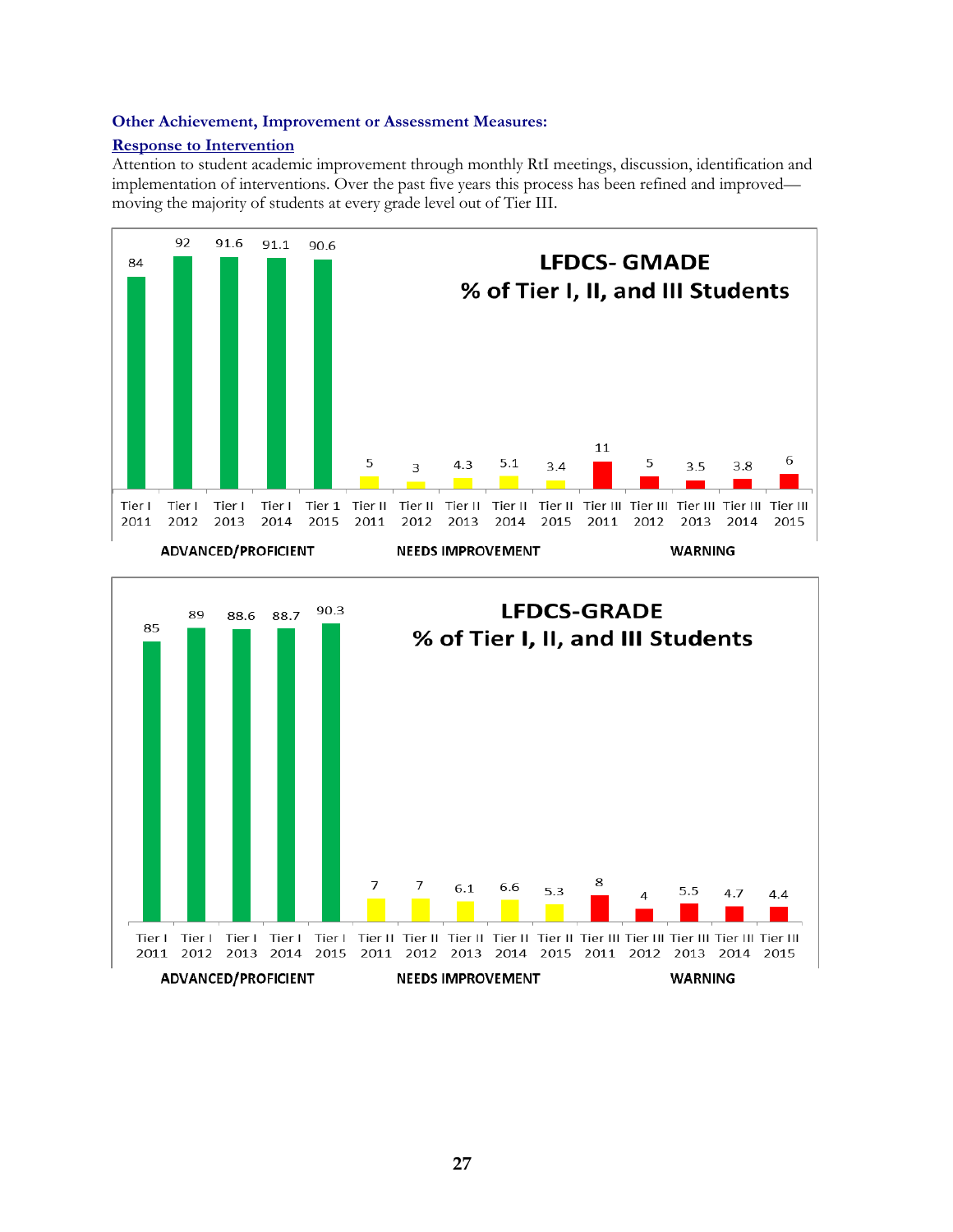**Other Achievement, Improvement or Assessment Measures:**

**Response to Intervention**

Attention to student academic improvement through monthly RtI meetings, discussion, identification and implementation of interventions. Over the past five years this process has been refined and improved—moving the majority of students at every grade level out of Tier III.

LFDCS- GMADE
% of Tier I, II, and III Students

84
92
91.6
91.1
90.6
5
3
4.3
5.1
3.4
11
5
3.5
3.8
6

Tier I 2011
Tier I 2012
Tier I 2013
Tier I 2014
Tier 1 2015
Tier II 2011
Tier II 2012
Tier II 2013
Tier II 2014
Tier II 2015
Tier III 2011
Tier III 2012
Tier III 2013
Tier III 2014
Tier III 2015

ADVANCED/PROFICIENT
NEEDS IMPROVEMENT
WARNING

LFDCS-GRADE
% of Tier I, II, and III Students

85
89
88.6
88.7
90.3
7
7
6.1
6.6
5.3
8
4
5.5
4.7
4.4

Tier I 2011
Tier I 2012
Tier I 2013
Tier I 2014
Tier I 2015
Tier II 2011
Tier II 2012
Tier II 2013
Tier II 2014
Tier II 2015
Tier III 2011
Tier III 2012
Tier III 2013
Tier III 2014
Tier III 2015

ADVANCED/PROFICIENT
NEEDS IMPROVEMENT
WARNING